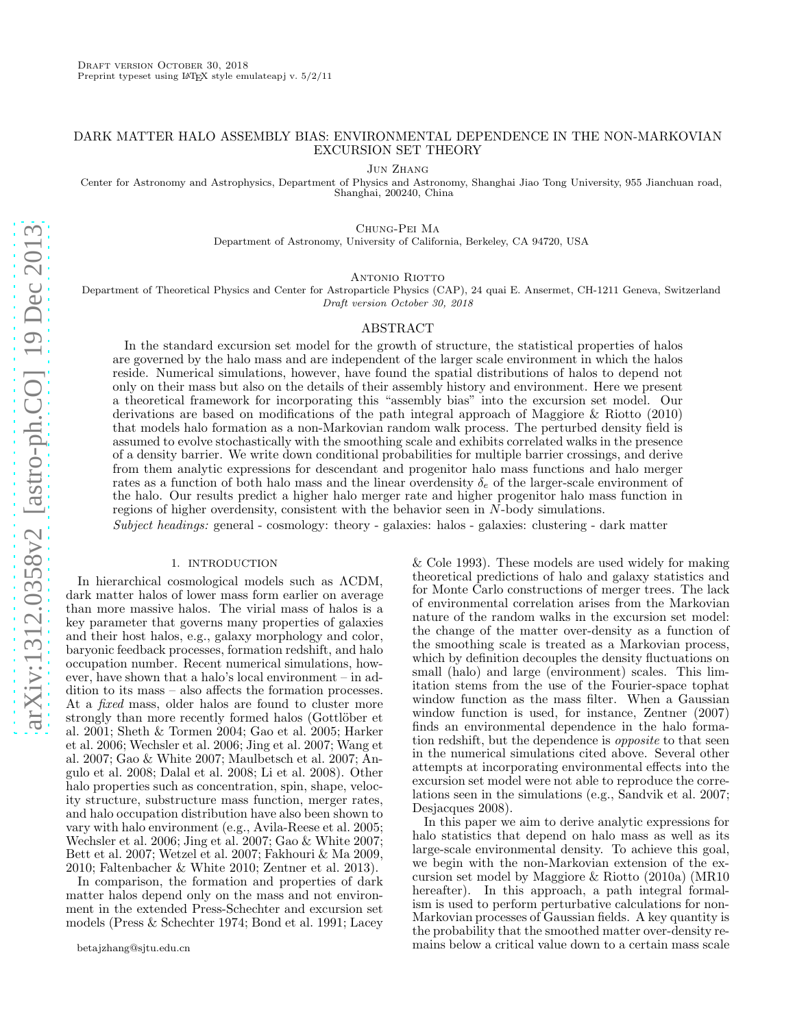# DARK MATTER HALO ASSEMBLY BIAS: ENVIRONMENTAL DEPENDENCE IN THE NON-MARKOVIAN EXCURSION SET THEORY

Jun Zhang

Center for Astronomy and Astrophysics, Department of Physics and Astronomy, Shanghai Jiao Tong University, 955 Jianchuan road, Shanghai, 200240, China

Chung-Pei Ma

Department of Astronomy, University of California, Berkeley, CA 94720, USA

Antonio Riotto

Department of Theoretical Physics and Center for Astroparticle Physics (CAP), 24 quai E. Ansermet, CH-1211 Geneva, Switzerland

*Draft version October 30, 2018*

## ABSTRACT

In the standard excursion set model for the growth of structure, the statistical properties of halos are governed by the halo mass and are independent of the larger scale environment in which the halos reside. Numerical simulations, however, have found the spatial distributions of halos to depend not only on their mass but also on the details of their assembly history and environment. Here we present a theoretical framework for incorporating this "assembly bias" into the excursion set model. Our derivations are based on modifications of the path integral approach of Maggiore & Riotto (2010) that models halo formation as a non-Markovian random walk process. The perturbed density field is assumed to evolve stochastically with the smoothing scale and exhibits correlated walks in the presence of a density barrier. We write down conditional probabilities for multiple barrier crossings, and derive from them analytic expressions for descendant and progenitor halo mass functions and halo merger rates as a function of both halo mass and the linear overdensity $\delta_e$ of the larger-scale environment of the halo. Our results predict a higher halo merger rate and higher progenitor halo mass function in regions of higher overdensity, consistent with the behavior seen in $N$-body simulations.

*Subject headings:* general - cosmology: theory - galaxies: halos - galaxies: clustering - dark matter

## 1. INTRODUCTION

In hierarchical cosmological models such as ΛCDM, dark matter halos of lower mass form earlier on average than more massive halos. The virial mass of halos is a key parameter that governs many properties of galaxies and their host halos, e.g., galaxy morphology and color, baryonic feedback processes, formation redshift, and halo occupation number. Recent numerical simulations, however, have shown that a halo's local environment – in addition to its mass – also affects the formation processes. At a *fixed* mass, older halos are found to cluster more strongly than more recently formed halos (Gottlöber et al. 2001; Sheth & Tormen 2004; Gao et al. 2005; Harker et al. 2006; Wechsler et al. 2006; Jing et al. 2007; Wang et al. 2007; Gao & White 2007; Maulbetsch et al. 2007; Angulo et al. 2008; Dalal et al. 2008; Li et al. 2008). Other halo properties such as concentration, spin, shape, velocity structure, substructure mass function, merger rates, and halo occupation distribution have also been shown to vary with halo environment (e.g., Avila-Reese et al. 2005; Wechsler et al. 2006; Jing et al. 2007; Gao & White 2007; Bett et al. 2007; Wetzel et al. 2007; Fakhouri & Ma 2009, 2010; Faltenbacher & White 2010; Zentner et al. 2013).

In comparison, the formation and properties of dark matter halos depend only on the mass and not environment in the extended Press-Schechter and excursion set models (Press & Schechter 1974; Bond et al. 1991; Lacey & Cole 1993). These models are used widely for making theoretical predictions of halo and galaxy statistics and for Monte Carlo constructions of merger trees. The lack of environmental correlation arises from the Markovian nature of the random walks in the excursion set model: the change of the matter over-density as a function of the smoothing scale is treated as a Markovian process, which by definition decouples the density fluctuations on small (halo) and large (environment) scales. This limitation stems from the use of the Fourier-space tophat window function as the mass filter. When a Gaussian window function is used, for instance, Zentner (2007) finds an environmental dependence in the halo formation redshift, but the dependence is *opposite* to that seen in the numerical simulations cited above. Several other attempts at incorporating environmental effects into the excursion set model were not able to reproduce the correlations seen in the simulations (e.g., Sandvik et al. 2007; Desjacques 2008).

In this paper we aim to derive analytic expressions for halo statistics that depend on halo mass as well as its large-scale environmental density. To achieve this goal, we begin with the non-Markovian extension of the excursion set model by Maggiore & Riotto (2010a) (MR10 hereafter). In this approach, a path integral formalism is used to perform perturbative calculations for non-Markovian processes of Gaussian fields. A key quantity is the probability that the smoothed matter over-density remains below a critical value down to a certain mass scale

betajzhang@sjtu.edu.cn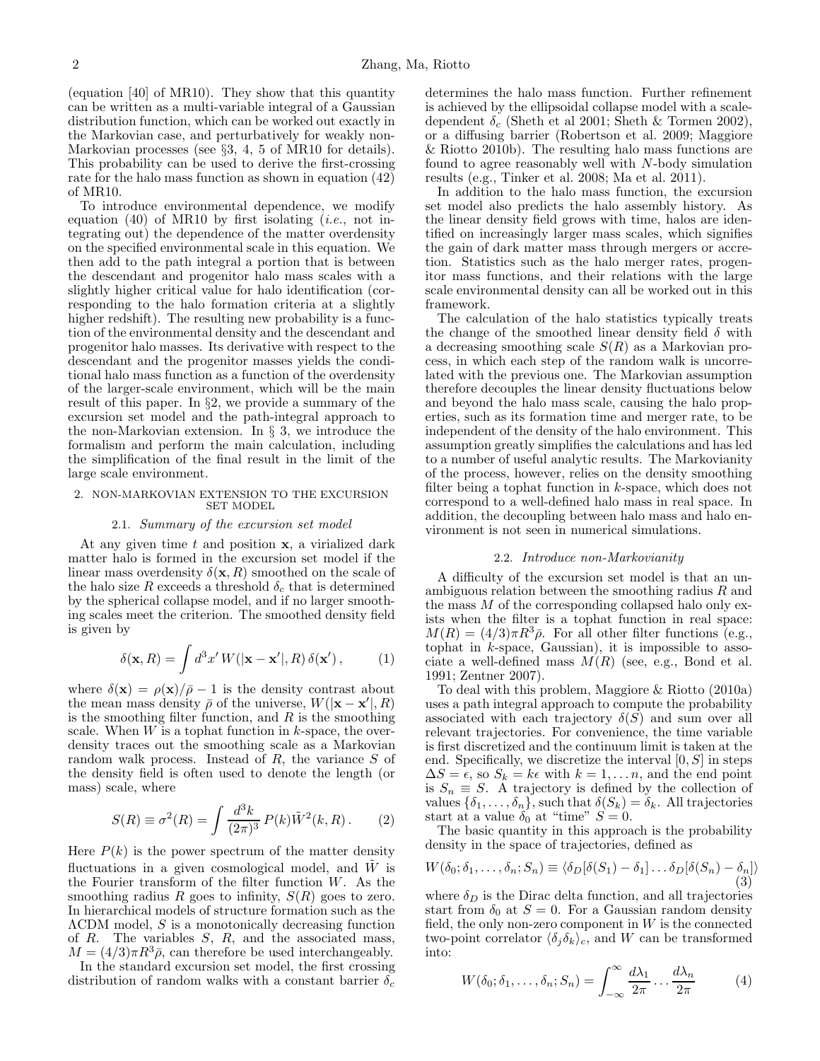(equation [40] of MR10). They show that this quantity can be written as a multi-variable integral of a Gaussian distribution function, which can be worked out exactly in the Markovian case, and perturbatively for weakly non-Markovian processes (see §3, 4, 5 of MR10 for details). This probability can be used to derive the first-crossing rate for the halo mass function as shown in equation (42) of MR10.

To introduce environmental dependence, we modify equation (40) of MR10 by first isolating (*i.e.*, not integrating out) the dependence of the matter overdensity on the specified environmental scale in this equation. We then add to the path integral a portion that is between the descendant and progenitor halo mass scales with a slightly higher critical value for halo identification (corresponding to the halo formation criteria at a slightly higher redshift). The resulting new probability is a function of the environmental density and the descendant and progenitor halo masses. Its derivative with respect to the descendant and the progenitor masses yields the conditional halo mass function as a function of the overdensity of the larger-scale environment, which will be the main result of this paper. In §2, we provide a summary of the excursion set model and the path-integral approach to the non-Markovian extension. In § 3, we introduce the formalism and perform the main calculation, including the simplification of the final result in the limit of the large scale environment.

## 2. NON-MARKOVIAN EXTENSION TO THE EXCURSION SET MODEL

### 2.1. *Summary of the excursion set model*

At any given time $t$ and position $\mathbf{x}$, a virialized dark matter halo is formed in the excursion set model if the linear mass overdensity $\delta(\mathbf{x}, R)$ smoothed on the scale of the halo size $R$ exceeds a threshold $\delta_c$ that is determined by the spherical collapse model, and if no larger smoothing scales meet the criterion. The smoothed density field is given by

$$\delta(\mathbf{x}, R) = \int d^3x' \, W(|\mathbf{x} - \mathbf{x}'|, R) \, \delta(\mathbf{x}') \,, \qquad (1)$$

where $\delta(\mathbf{x}) = \rho(\mathbf{x})/\bar{\rho} - 1$ is the density contrast about the mean mass density $\bar{\rho}$ of the universe, $W(|\mathbf{x} - \mathbf{x}'|, R)$ is the smoothing filter function, and $R$ is the smoothing scale. When $W$ is a tophat function in $k$-space, the overdensity traces out the smoothing scale as a Markovian random walk process. Instead of $R$, the variance $S$ of the density field is often used to denote the length (or mass) scale, where

$$S(R) \equiv \sigma^2(R) = \int \frac{d^3k}{(2\pi)^3} \, P(k) \tilde{W}^2(k, R) \,. \qquad (2)$$

Here $P(k)$ is the power spectrum of the matter density fluctuations in a given cosmological model, and $\tilde{W}$ is the Fourier transform of the filter function $W$. As the smoothing radius $R$ goes to infinity, $S(R)$ goes to zero. In hierarchical models of structure formation such as the ΛCDM model, $S$ is a monotonically decreasing function of $R$. The variables $S$, $R$, and the associated mass, $M = (4/3)\pi R^3 \bar{\rho}$, can therefore be used interchangeably.

In the standard excursion set model, the first crossing distribution of random walks with a constant barrier $\delta_c$ determines the halo mass function. Further refinement is achieved by the ellipsoidal collapse model with a scale-dependent $\delta_c$ (Sheth et al 2001; Sheth & Tormen 2002), or a diffusing barrier (Robertson et al. 2009; Maggiore & Riotto 2010b). The resulting halo mass functions are found to agree reasonably well with $N$-body simulation results (e.g., Tinker et al. 2008; Ma et al. 2011).

In addition to the halo mass function, the excursion set model also predicts the halo assembly history. As the linear density field grows with time, halos are identified on increasingly larger mass scales, which signifies the gain of dark matter mass through mergers or accretion. Statistics such as the halo merger rates, progenitor mass functions, and their relations with the large scale environmental density can all be worked out in this framework.

The calculation of the halo statistics typically treats the change of the smoothed linear density field $\delta$ with a decreasing smoothing scale $S(R)$ as a Markovian process, in which each step of the random walk is uncorrelated with the previous one. The Markovian assumption therefore decouples the linear density fluctuations below and beyond the halo mass scale, causing the halo properties, such as its formation time and merger rate, to be independent of the density of the halo environment. This assumption greatly simplifies the calculations and has led to a number of useful analytic results. The Markovianity of the process, however, relies on the density smoothing filter being a tophat function in $k$-space, which does not correspond to a well-defined halo mass in real space. In addition, the decoupling between halo mass and halo environment is not seen in numerical simulations.

### 2.2. *Introduce non-Markovianity*

A difficulty of the excursion set model is that an unambiguous relation between the smoothing radius $R$ and the mass $M$ of the corresponding collapsed halo only exists when the filter is a tophat function in real space: $M(R) = (4/3)\pi R^3 \bar{\rho}$. For all other filter functions (e.g., tophat in $k$-space, Gaussian), it is impossible to associate a well-defined mass $M(R)$ (see, e.g., Bond et al. 1991; Zentner 2007).

To deal with this problem, Maggiore & Riotto (2010a) uses a path integral approach to compute the probability associated with each trajectory $\delta(S)$ and sum over all relevant trajectories. For convenience, the time variable is first discretized and the continuum limit is taken at the end. Specifically, we discretize the interval $[0, S]$ in steps $\Delta S = \epsilon$, so $S_k = k\epsilon$ with $k = 1, \ldots n$, and the end point is $S_n \equiv S$. A trajectory is defined by the collection of values $\{\delta_1, \ldots, \delta_n\}$, such that $\delta(S_k) = \delta_k$. All trajectories start at a value $\delta_0$ at "time" $S = 0$.

The basic quantity in this approach is the probability density in the space of trajectories, defined as

$$W(\delta_0; \delta_1, \ldots, \delta_n; S_n) \equiv \langle \delta_D[\delta(S_1) - \delta_1] \ldots \delta_D[\delta(S_n) - \delta_n] \rangle \qquad (3)$$

where $\delta_D$ is the Dirac delta function, and all trajectories start from $\delta_0$ at $S = 0$. For a Gaussian random density field, the only non-zero component in $W$ is the connected two-point correlator $\langle \delta_j \delta_k \rangle_c$, and $W$ can be transformed into:

$$W(\delta_0; \delta_1, \ldots, \delta_n; S_n) = \int_{-\infty}^{\infty} \frac{d\lambda_1}{2\pi} \ldots \frac{d\lambda_n}{2\pi} \qquad (4)$$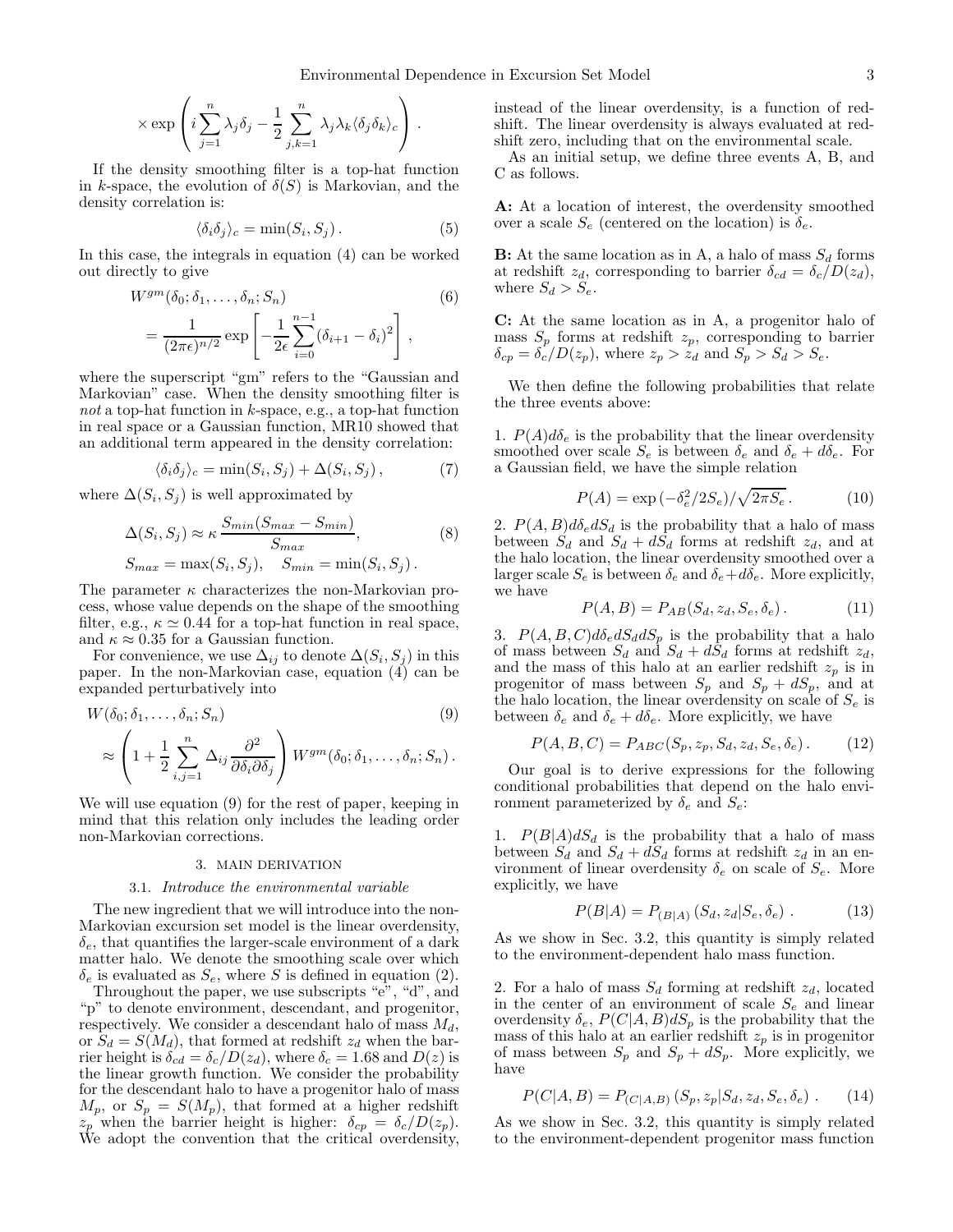$$\times \exp\left( i \sum_{j=1}^{n} \lambda_j \delta_j - \frac{1}{2} \sum_{j,k=1}^{n} \lambda_j \lambda_k \langle \delta_j \delta_k \rangle_c \right) .$$

If the density smoothing filter is a top-hat function in $k$-space, the evolution of $\delta(S)$ is Markovian, and the density correlation is:

$$\langle \delta_i \delta_j \rangle_c = \min(S_i, S_j) . \tag{5}$$

In this case, the integrals in equation (4) can be worked out directly to give

$$\begin{aligned} &W^{gm}(\delta_0; \delta_1, \ldots, \delta_n; S_n) \\ &= \frac{1}{(2\pi\epsilon)^{n/2}} \exp\left[ -\frac{1}{2\epsilon} \sum_{i=0}^{n-1} (\delta_{i+1} - \delta_i)^2 \right] , \end{aligned} \tag{6}$$

where the superscript "gm" refers to the "Gaussian and Markovian" case. When the density smoothing filter is *not* a top-hat function in $k$-space, e.g., a top-hat function in real space or a Gaussian function, MR10 showed that an additional term appeared in the density correlation:

$$\langle \delta_i \delta_j \rangle_c = \min(S_i, S_j) + \Delta(S_i, S_j) , \tag{7}$$

where $\Delta(S_i, S_j)$ is well approximated by

$$\begin{aligned} &\Delta(S_i, S_j) \approx \kappa \frac{S_{min}(S_{max} - S_{min})}{S_{max}}, \\ &S_{max} = \max(S_i, S_j), \quad S_{min} = \min(S_i, S_j) . \end{aligned} \tag{8}$$

The parameter $\kappa$ characterizes the non-Markovian process, whose value depends on the shape of the smoothing filter, e.g., $\kappa \simeq 0.44$ for a top-hat function in real space, and $\kappa \approx 0.35$ for a Gaussian function.

For convenience, we use $\Delta_{ij}$ to denote $\Delta(S_i, S_j)$ in this paper. In the non-Markovian case, equation (4) can be expanded perturbatively into

$$\begin{aligned} &W(\delta_0; \delta_1, \ldots, \delta_n; S_n) \\ &\approx \left( 1 + \frac{1}{2} \sum_{i,j=1}^{n} \Delta_{ij} \frac{\partial^2}{\partial \delta_i \partial \delta_j} \right) W^{gm}(\delta_0; \delta_1, \ldots, \delta_n; S_n) . \end{aligned} \tag{9}$$

We will use equation (9) for the rest of paper, keeping in mind that this relation only includes the leading order non-Markovian corrections.

## 3. MAIN DERIVATION

### 3.1. *Introduce the environmental variable*

The new ingredient that we will introduce into the non-Markovian excursion set model is the linear overdensity, $\delta_e$, that quantifies the larger-scale environment of a dark matter halo. We denote the smoothing scale over which $\delta_e$ is evaluated as $S_e$, where $S$ is defined in equation (2).

Throughout the paper, we use subscripts "e", "d", and "p" to denote environment, descendant, and progenitor, respectively. We consider a descendant halo of mass $M_d$, or $S_d = S(M_d)$, that formed at redshift $z_d$ when the barrier height is $\delta_{cd} = \delta_c/D(z_d)$, where $\delta_c = 1.68$ and $D(z)$ is the linear growth function. We consider the probability for the descendant halo to have a progenitor halo of mass $M_p$, or $S_p = S(M_p)$, that formed at a higher redshift $z_p$ when the barrier height is higher: $\delta_{cp} = \delta_c/D(z_p)$. We adopt the convention that the critical overdensity, instead of the linear overdensity, is a function of redshift. The linear overdensity is always evaluated at redshift zero, including that on the environmental scale.

As an initial setup, we define three events A, B, and C as follows.

**A:** At a location of interest, the overdensity smoothed over a scale $S_e$ (centered on the location) is $\delta_e$.

**B:** At the same location as in A, a halo of mass $S_d$ forms at redshift $z_d$, corresponding to barrier $\delta_{cd} = \delta_c/D(z_d)$, where $S_d > S_e$.

**C:** At the same location as in A, a progenitor halo of mass $S_p$ forms at redshift $z_p$, corresponding to barrier $\delta_{cp} = \delta_c/D(z_p)$, where $z_p > z_d$ and $S_p > S_d > S_e$.

We then define the following probabilities that relate the three events above:

1. $P(A)d\delta_e$ is the probability that the linear overdensity smoothed over scale $S_e$ is between $\delta_e$ and $\delta_e + d\delta_e$. For a Gaussian field, we have the simple relation

$$P(A) = \exp\left(-\delta_e^2/2S_e\right)/\sqrt{2\pi S_e} . \tag{10}$$

2. $P(A,B)d\delta_e dS_d$ is the probability that a halo of mass between $S_d$ and $S_d + dS_d$ forms at redshift $z_d$, and at the halo location, the linear overdensity smoothed over a larger scale $S_e$ is between $\delta_e$ and $\delta_e + d\delta_e$. More explicitly, we have

$$P(A,B) = P_{AB}(S_d, z_d, S_e, \delta_e) . \tag{11}$$

3. $P(A,B,C)d\delta_e dS_d dS_p$ is the probability that a halo of mass between $S_d$ and $S_d + dS_d$ forms at redshift $z_d$, and the mass of this halo at an earlier redshift $z_p$ is in progenitor of mass between $S_p$ and $S_p + dS_p$, and at the halo location, the linear overdensity on scale of $S_e$ is between $\delta_e$ and $\delta_e + d\delta_e$. More explicitly, we have

$$P(A,B,C) = P_{ABC}(S_p, z_p, S_d, z_d, S_e, \delta_e) . \tag{12}$$

Our goal is to derive expressions for the following conditional probabilities that depend on the halo environment parameterized by $\delta_e$ and $S_e$:

1. $P(B|A)dS_d$ is the probability that a halo of mass between $S_d$ and $S_d + dS_d$ forms at redshift $z_d$ in an environment of linear overdensity $\delta_e$ on scale of $S_e$. More explicitly, we have

$$P(B|A) = P_{(B|A)}\left(S_d, z_d | S_e, \delta_e\right) . \tag{13}$$

As we show in Sec. 3.2, this quantity is simply related to the environment-dependent halo mass function.

2. For a halo of mass $S_d$ forming at redshift $z_d$, located in the center of an environment of scale $S_e$ and linear overdensity $\delta_e$, $P(C|A,B)dS_p$ is the probability that the mass of this halo at an earlier redshift $z_p$ is in progenitor of mass between $S_p$ and $S_p + dS_p$. More explicitly, we have

$$P(C|A,B) = P_{(C|A,B)}\left(S_p, z_p | S_d, z_d, S_e, \delta_e\right) . \tag{14}$$

As we show in Sec. 3.2, this quantity is simply related to the environment-dependent progenitor mass function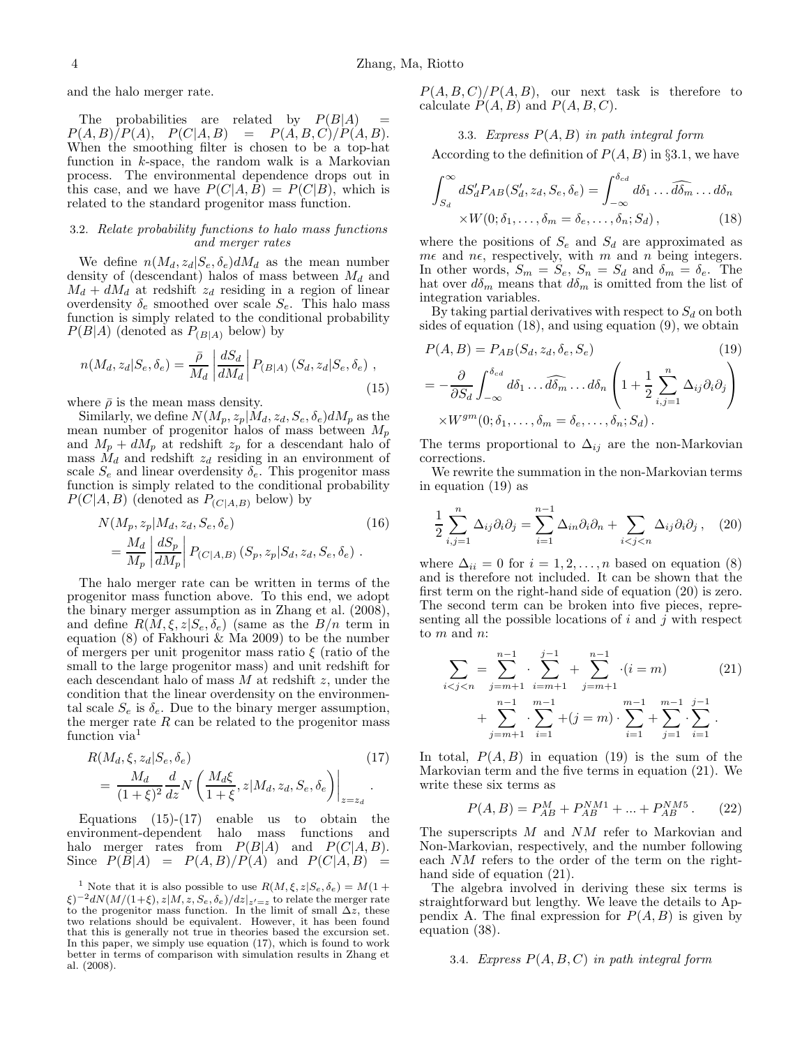and the halo merger rate.

The probabilities are related by $P(B|A) = P(A,B)/P(A)$, $P(C|A,B) = P(A,B,C)/P(A,B)$. When the smoothing filter is chosen to be a top-hat function in $k$-space, the random walk is a Markovian process. The environmental dependence drops out in this case, and we have $P(C|A,B) = P(C|B)$, which is related to the standard progenitor mass function.

### 3.2. *Relate probability functions to halo mass functions and merger rates*

We define $n(M_d, z_d|S_e, \delta_e)dM_d$ as the mean number density of (descendant) halos of mass between $M_d$ and $M_d + dM_d$ at redshift $z_d$ residing in a region of linear overdensity $\delta_e$ smoothed over scale $S_e$. This halo mass function is simply related to the conditional probability $P(B|A)$ (denoted as $P_{(B|A)}$ below) by

$$n(M_d, z_d|S_e, \delta_e) = \frac{\bar{\rho}}{M_d}\left|\frac{dS_d}{dM_d}\right| P_{(B|A)}\left(S_d, z_d|S_e, \delta_e\right) , \tag{15}$$

where $\bar{\rho}$ is the mean mass density.

Similarly, we define $N(M_p, z_p|M_d, z_d, S_e, \delta_e)dM_p$ as the mean number of progenitor halos of mass between $M_p$ and $M_p + dM_p$ at redshift $z_p$ for a descendant halo of mass $M_d$ and redshift $z_d$ residing in an environment of scale $S_e$ and linear overdensity $\delta_e$. This progenitor mass function is simply related to the conditional probability $P(C|A,B)$ (denoted as $P_{(C|A,B)}$ below) by

$$\begin{aligned} &N(M_p, z_p|M_d, z_d, S_e, \delta_e) \\ &= \frac{M_d}{M_p}\left|\frac{dS_p}{dM_p}\right| P_{(C|A,B)}\left(S_p, z_p|S_d, z_d, S_e, \delta_e\right) . \end{aligned} \tag{16}$$

The halo merger rate can be written in terms of the progenitor mass function above. To this end, we adopt the binary merger assumption as in Zhang et al. (2008), and define $R(M,\xi,z|S_e,\delta_e)$ (same as the $B/n$ term in equation (8) of Fakhouri & Ma 2009) to be the number of mergers per unit progenitor mass ratio $\xi$ (ratio of the small to the large progenitor mass) and unit redshift for each descendant halo of mass $M$ at redshift $z$, under the condition that the linear overdensity on the environmental scale $S_e$ is $\delta_e$. Due to the binary merger assumption, the merger rate $R$ can be related to the progenitor mass function via[1]

$$\begin{aligned} &R(M_d, \xi, z_d|S_e, \delta_e) \\ &= \frac{M_d}{(1+\xi)^2}\frac{d}{dz}N\left(\frac{M_d\xi}{1+\xi}, z|M_d, z_d, S_e, \delta_e\right)\bigg|_{z=z_d} . \end{aligned} \tag{17}$$

Equations (15)-(17) enable us to obtain the environment-dependent halo mass functions and halo merger rates from $P(B|A)$ and $P(C|A,B)$. Since $P(B|A) = P(A,B)/P(A)$ and $P(C|A,B) = P(A,B,C)/P(A,B)$, our next task is therefore to calculate $P(A,B)$ and $P(A,B,C)$.

### 3.3. *Express $P(A,B)$ in path integral form*

According to the definition of $P(A,B)$ in §3.1, we have

$$\begin{aligned} \int_{S_d}^{\infty} dS_d' P_{AB}(S_d', z_d, S_e, \delta_e) &= \int_{-\infty}^{\delta_{cd}} d\delta_1 \ldots \widehat{d\delta_m} \ldots d\delta_n \\ &\times W(0;\delta_1,\ldots,\delta_m=\delta_e,\ldots,\delta_n;S_d) , \end{aligned} \tag{18}$$

where the positions of $S_e$ and $S_d$ are approximated as $m\epsilon$ and $n\epsilon$, respectively, with $m$ and $n$ being integers. In other words, $S_m = S_e$, $S_n = S_d$ and $\delta_m = \delta_e$. The hat over $d\delta_m$ means that $d\delta_m$ is omitted from the list of integration variables.

By taking partial derivatives with respect to $S_d$ on both sides of equation (18), and using equation (9), we obtain

$$\begin{aligned} &P(A,B) = P_{AB}(S_d, z_d, \delta_e, S_e) \\ &= -\frac{\partial}{\partial S_d}\int_{-\infty}^{\delta_{cd}} d\delta_1 \ldots \widehat{d\delta_m} \ldots d\delta_n \left(1 + \frac{1}{2}\sum_{i,j=1}^{n}\Delta_{ij}\partial_i\partial_j\right) \\ &\quad \times W^{gm}(0;\delta_1,\ldots,\delta_m=\delta_e,\ldots,\delta_n;S_d) . \end{aligned} \tag{19}$$

The terms proportional to $\Delta_{ij}$ are the non-Markovian corrections.

We rewrite the summation in the non-Markovian terms in equation (19) as

$$\frac{1}{2}\sum_{i,j=1}^{n}\Delta_{ij}\partial_i\partial_j = \sum_{i=1}^{n-1}\Delta_{in}\partial_i\partial_n + \sum_{i<j<n}\Delta_{ij}\partial_i\partial_j , \tag{20}$$

where $\Delta_{ii} = 0$ for $i = 1, 2, \ldots, n$ based on equation (8) and is therefore not included. It can be shown that the first term on the right-hand side of equation (20) is zero. The second term can be broken into five pieces, representing all the possible locations of $i$ and $j$ with respect to $m$ and $n$:

$$\begin{aligned} \sum_{i<j<n} &= \sum_{j=m+1}^{n-1}\cdot\sum_{i=m+1}^{j-1} + \sum_{j=m+1}^{n-1}\cdot(i=m) \\ &+ \sum_{j=m+1}^{n-1}\cdot\sum_{i=1}^{m-1} + (j=m)\cdot\sum_{i=1}^{m-1} + \sum_{j=1}^{m-1}\cdot\sum_{i=1}^{j-1} . \end{aligned} \tag{21}$$

In total, $P(A,B)$ in equation (19) is the sum of the Markovian term and the five terms in equation (21). We write these six terms as

$$P(A,B) = P_{AB}^{M} + P_{AB}^{NM1} + \ldots + P_{AB}^{NM5} . \tag{22}$$

The superscripts $M$ and $NM$ refer to Markovian and Non-Markovian, respectively, and the number following each $NM$ refers to the order of the term on the right-hand side of equation (21).

The algebra involved in deriving these six terms is straightforward but lengthy. We leave the details to Appendix A. The final expression for $P(A,B)$ is given by equation (38).

### 3.4. *Express $P(A,B,C)$ in path integral form*

[1] Note that it is also possible to use $R(M,\xi,z|S_e,\delta_e) = M(1+\xi)^{-2}dN(M/(1+\xi), z|M, z, S_e, \delta_e)/dz|_{z'=z}$ to relate the merger rate to the progenitor mass function. In the limit of small $\Delta z$, these two relations should be equivalent. However, it has been found that this is generally not true in theories based the excursion set. In this paper, we simply use equation (17), which is found to work better in terms of comparison with simulation results in Zhang et al. (2008).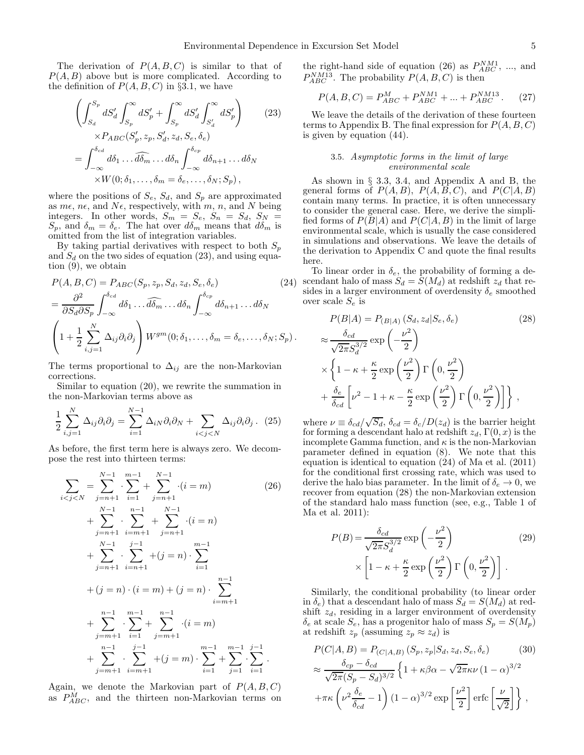The derivation of $P(A, B, C)$ is similar to that of $P(A, B)$ above but is more complicated. According to the definition of $P(A, B, C)$ in §3.1, we have

$$
\begin{aligned}
&\left(\int_{S_d}^{S_p} dS'_d \int_{S_p}^{\infty} dS'_p + \int_{S_p}^{\infty} dS'_d \int_{S'_d}^{\infty} dS'_p\right) \\
&\quad \times P_{ABC}(S'_p, z_p, S'_d, z_d, S_e, \delta_e) \\
&= \int_{-\infty}^{\delta_{cd}} d\delta_1 \dots \widehat{d\delta_m} \dots d\delta_n \int_{-\infty}^{\delta_{cp}} d\delta_{n+1} \dots d\delta_N \\
&\quad \times W(0; \delta_1, \dots, \delta_m = \delta_e, \dots, \delta_N; S_p) \,,
\end{aligned}
\tag{23}
$$

where the positions of $S_e$, $S_d$, and $S_p$ are approximated as $m\epsilon$, $n\epsilon$, and $N\epsilon$, respectively, with $m$, $n$, and $N$ being integers. In other words, $S_m = S_e$, $S_n = S_d$, $S_N = S_p$, and $\delta_m = \delta_e$. The hat over $d\delta_m$ means that $d\delta_m$ is omitted from the list of integration variables.

By taking partial derivatives with respect to both $S_p$ and $S_d$ on the two sides of equation (23), and using equation (9), we obtain

$$
\begin{aligned}
&P(A, B, C) = P_{ABC}(S_p, z_p, S_d, z_d, S_e, \delta_e) \\
&= \frac{\partial^2}{\partial S_d \partial S_p} \int_{-\infty}^{\delta_{cd}} d\delta_1 \dots \widehat{d\delta_m} \dots d\delta_n \int_{-\infty}^{\delta_{cp}} d\delta_{n+1} \dots d\delta_N \\
&\left(1 + \frac{1}{2}\sum_{i,j=1}^{N} \Delta_{ij}\partial_i\partial_j\right) W^{gm}(0; \delta_1, \dots, \delta_m = \delta_e, \dots, \delta_N; S_p) \,.
\end{aligned}
\tag{24}
$$

The terms proportional to $\Delta_{ij}$ are the non-Markovian corrections.

Similar to equation (20), we rewrite the summation in the non-Markovian terms above as

$$
\frac{1}{2}\sum_{i,j=1}^{N} \Delta_{ij}\partial_i\partial_j = \sum_{i=1}^{N-1} \Delta_{iN}\partial_i\partial_N + \sum_{i<j<N} \Delta_{ij}\partial_i\partial_j \,. \tag{25}
$$

As before, the first term here is always zero. We decompose the rest into thirteen terms:

$$
\begin{aligned}
\sum_{i<j<N} &= \sum_{j=n+1}^{N-1} \cdot \sum_{i=1}^{m-1} + \sum_{j=n+1}^{N-1} \cdot (i=m) \\
&+ \sum_{j=n+1}^{N-1} \cdot \sum_{i=m+1}^{n-1} + \sum_{j=n+1}^{N-1} \cdot (i=n) \\
&+ \sum_{j=n+1}^{N-1} \cdot \sum_{i=n+1}^{j-1} + (j=n) \cdot \sum_{i=1}^{m-1} \\
&+ (j=n)\cdot(i=m) + (j=n) \cdot \sum_{i=m+1}^{n-1} \\
&+ \sum_{j=m+1}^{n-1} \cdot \sum_{i=1}^{m-1} + \sum_{j=m+1}^{n-1} \cdot (i=m) \\
&+ \sum_{j=m+1}^{n-1} \cdot \sum_{i=m+1}^{j-1} + (j=m) \cdot \sum_{i=1}^{m-1} + \sum_{j=1}^{m-1} \cdot \sum_{i=1}^{j-1} \,.
\end{aligned}
\tag{26}
$$

Again, we denote the Markovian part of $P(A, B, C)$ as $P_{ABC}^{M}$, and the thirteen non-Markovian terms on the right-hand side of equation (26) as $P_{ABC}^{NM1}$, ..., and $P_{ABC}^{NM13}$. The probability $P(A, B, C)$ is then

$$
P(A, B, C) = P_{ABC}^{M} + P_{ABC}^{NM1} + \dots + P_{ABC}^{NM13} \,. \tag{27}
$$

We leave the details of the derivation of these fourteen terms to Appendix B. The final expression for $P(A, B, C)$ is given by equation (44).

### 3.5. *Asymptotic forms in the limit of large environmental scale*

As shown in § 3.3, 3.4, and Appendix A and B, the general forms of $P(A, B)$, $P(A, B, C)$, and $P(C|A, B)$ contain many terms. In practice, it is often unnecessary to consider the general case. Here, we derive the simplified forms of $P(B|A)$ and $P(C|A, B)$ in the limit of large environmental scale, which is usually the case considered in simulations and observations. We leave the details of the derivation to Appendix C and quote the final results here.

To linear order in $\delta_e$, the probability of forming a descendant halo of mass $S_d = S(M_d)$ at redshift $z_d$ that resides in a larger environment of overdensity $\delta_e$ smoothed over scale $S_e$ is

$$
\begin{aligned}
&P(B|A) = P_{(B|A)}\left(S_d, z_d | S_e, \delta_e\right) \\
&\approx \frac{\delta_{cd}}{\sqrt{2\pi} S_d^{3/2}} \exp\left(-\frac{\nu^2}{2}\right) \\
&\times \left\{1 - \kappa + \frac{\kappa}{2}\exp\left(\frac{\nu^2}{2}\right)\Gamma\left(0, \frac{\nu^2}{2}\right)\right. \\
&+ \left.\frac{\delta_e}{\delta_{cd}}\left[\nu^2 - 1 + \kappa - \frac{\kappa}{2}\exp\left(\frac{\nu^2}{2}\right)\Gamma\left(0, \frac{\nu^2}{2}\right)\right]\right\} \,,
\end{aligned}
\tag{28}
$$

where $\nu \equiv \delta_{cd}/\sqrt{S_d}$, $\delta_{cd} = \delta_c/D(z_d)$ is the barrier height for forming a descendant halo at redshift $z_d$, $\Gamma(0, x)$ is the incomplete Gamma function, and $\kappa$ is the non-Markovian parameter defined in equation (8). We note that this equation is identical to equation (24) of Ma et al. (2011) for the conditional first crossing rate, which was used to derive the halo bias parameter. In the limit of $\delta_e \to 0$, we recover from equation (28) the non-Markovian extension of the standard halo mass function (see, e.g., Table 1 of Ma et al. 2011):

$$
\begin{aligned}
P(B) &= \frac{\delta_{cd}}{\sqrt{2\pi} S_d^{3/2}} \exp\left(-\frac{\nu^2}{2}\right) \\
&\times \left[1 - \kappa + \frac{\kappa}{2}\exp\left(\frac{\nu^2}{2}\right)\Gamma\left(0, \frac{\nu^2}{2}\right)\right] \,.
\end{aligned}
\tag{29}
$$

Similarly, the conditional probability (to linear order in $\delta_e$) that a descendant halo of mass $S_d = S(M_d)$ at redshift $z_d$, residing in a larger environment of overdensity $\delta_e$ at scale $S_e$, has a progenitor halo of mass $S_p = S(M_p)$ at redshift $z_p$ (assuming $z_p \approx z_d$) is

$$
\begin{aligned}
&P(C|A, B) = P_{(C|A,B)}\left(S_p, z_p | S_d, z_d, S_e, \delta_e\right) \\
&\approx \frac{\delta_{cp} - \delta_{cd}}{\sqrt{2\pi}(S_p - S_d)^{3/2}} \left\{1 + \kappa\beta\alpha - \sqrt{2\pi}\kappa\nu\,(1-\alpha)^{3/2}\right. \\
&\left.+\pi\kappa\left(\nu^2\frac{\delta_e}{\delta_{cd}} - 1\right)(1-\alpha)^{3/2}\exp\left[\frac{\nu^2}{2}\right]\operatorname{erfc}\left[\frac{\nu}{\sqrt{2}}\right]\right\} \,,
\end{aligned}
\tag{30}
$$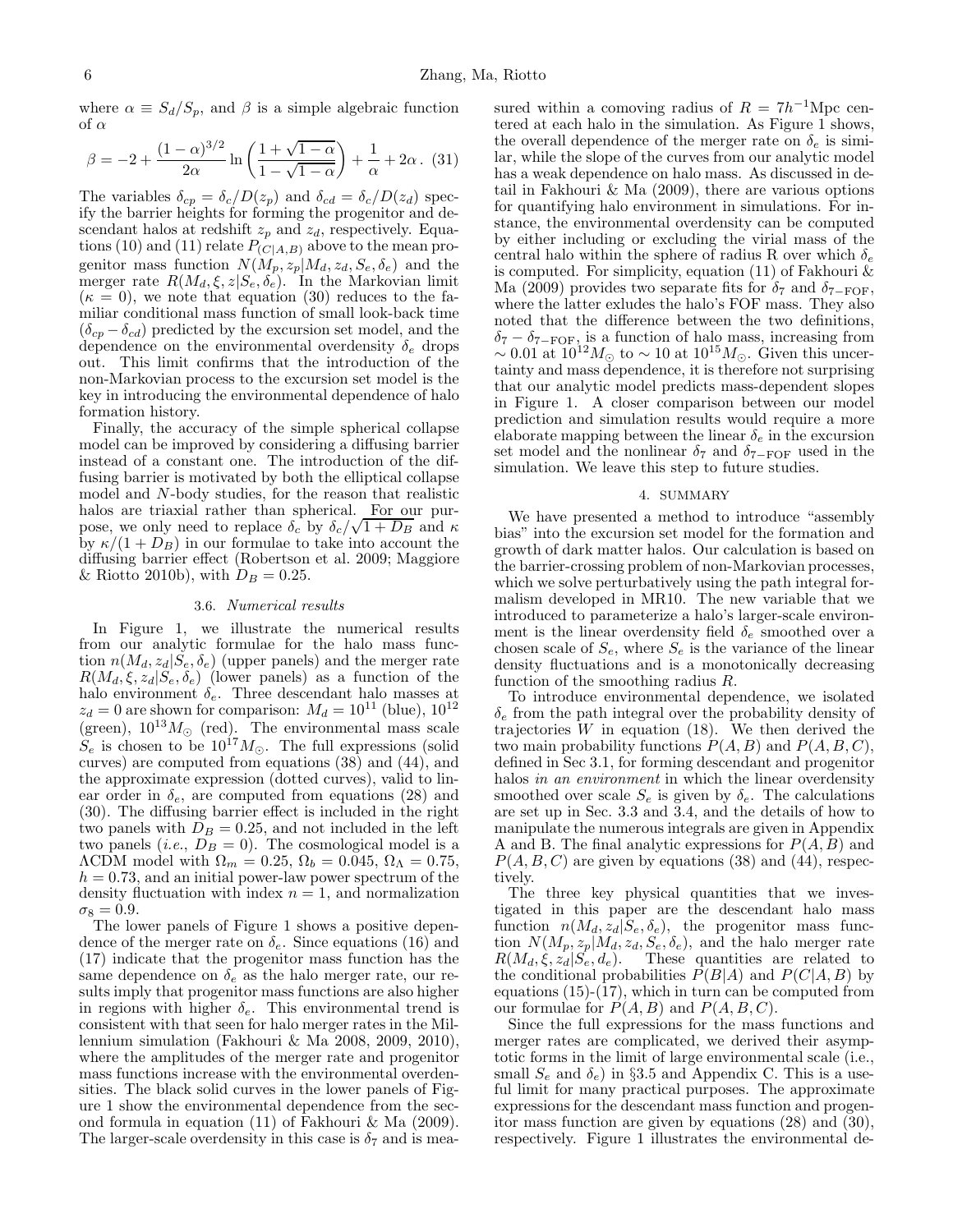where $\alpha \equiv S_d/S_p$, and $\beta$ is a simple algebraic function of $\alpha$

$$\beta = -2 + \frac{(1-\alpha)^{3/2}}{2\alpha} \ln\left(\frac{1+\sqrt{1-\alpha}}{1-\sqrt{1-\alpha}}\right) + \frac{1}{\alpha} + 2\alpha \,. \quad (31)$$

The variables $\delta_{cp} = \delta_c/D(z_p)$ and $\delta_{cd} = \delta_c/D(z_d)$ specify the barrier heights for forming the progenitor and descendant halos at redshift $z_p$ and $z_d$, respectively. Equations (10) and (11) relate $P_{(C|A,B)}$ above to the mean progenitor mass function $N(M_p, z_p|M_d, z_d, S_e, \delta_e)$ and the merger rate $R(M_d, \xi, z|S_e, \delta_e)$. In the Markovian limit ($\kappa = 0$), we note that equation (30) reduces to the familiar conditional mass function of small look-back time ($\delta_{cp} - \delta_{cd}$) predicted by the excursion set model, and the dependence on the environmental overdensity $\delta_e$ drops out. This limit confirms that the introduction of the non-Markovian process to the excursion set model is the key in introducing the environmental dependence of halo formation history.

Finally, the accuracy of the simple spherical collapse model can be improved by considering a diffusing barrier instead of a constant one. The introduction of the diffusing barrier is motivated by both the elliptical collapse model and $N$-body studies, for the reason that realistic halos are triaxial rather than spherical. For our purpose, we only need to replace $\delta_c$ by $\delta_c/\sqrt{1+D_B}$ and $\kappa$ by $\kappa/(1+D_B)$ in our formulae to take into account the diffusing barrier effect (Robertson et al. 2009; Maggiore & Riotto 2010b), with $D_B = 0.25$.

### 3.6. *Numerical results*

In Figure 1, we illustrate the numerical results from our analytic formulae for the halo mass function $n(M_d, z_d|S_e, \delta_e)$ (upper panels) and the merger rate $R(M_d, \xi, z_d|S_e, \delta_e)$ (lower panels) as a function of the halo environment $\delta_e$. Three descendant halo masses at $z_d = 0$ are shown for comparison: $M_d = 10^{11}$ (blue), $10^{12}$ (green), $10^{13} M_\odot$ (red). The environmental mass scale $S_e$ is chosen to be $10^{17} M_\odot$. The full expressions (solid curves) are computed from equations (38) and (44), and the approximate expression (dotted curves), valid to linear order in $\delta_e$, are computed from equations (28) and (30). The diffusing barrier effect is included in the right two panels with $D_B = 0.25$, and not included in the left two panels (*i.e.*, $D_B = 0$). The cosmological model is a ΛCDM model with $\Omega_m = 0.25$, $\Omega_b = 0.045$, $\Omega_\Lambda = 0.75$, $h = 0.73$, and an initial power-law power spectrum of the density fluctuation with index $n = 1$, and normalization $\sigma_8 = 0.9$.

The lower panels of Figure 1 shows a positive dependence of the merger rate on $\delta_e$. Since equations (16) and (17) indicate that the progenitor mass function has the same dependence on $\delta_e$ as the halo merger rate, our results imply that progenitor mass functions are also higher in regions with higher $\delta_e$. This environmental trend is consistent with that seen for halo merger rates in the Millennium simulation (Fakhouri & Ma 2008, 2009, 2010), where the amplitudes of the merger rate and progenitor mass functions increase with the environmental overdensities. The black solid curves in the lower panels of Figure 1 show the environmental dependence from the second formula in equation (11) of Fakhouri & Ma (2009). The larger-scale overdensity in this case is $\delta_7$ and is measured within a comoving radius of $R = 7h^{-1}$Mpc centered at each halo in the simulation. As Figure 1 shows, the overall dependence of the merger rate on $\delta_e$ is similar, while the slope of the curves from our analytic model has a weak dependence on halo mass. As discussed in detail in Fakhouri & Ma (2009), there are various options for quantifying halo environment in simulations. For instance, the environmental overdensity can be computed by either including or excluding the virial mass of the central halo within the sphere of radius R over which $\delta_e$ is computed. For simplicity, equation (11) of Fakhouri & Ma (2009) provides two separate fits for $\delta_7$ and $\delta_{7-\rm FOF}$, where the latter exludes the halo's FOF mass. They also noted that the difference between the two definitions, $\delta_7 - \delta_{7-\rm FOF}$, is a function of halo mass, increasing from $\sim 0.01$ at $10^{12} M_\odot$ to $\sim 10$ at $10^{15} M_\odot$. Given this uncertainty and mass dependence, it is therefore not surprising that our analytic model predicts mass-dependent slopes in Figure 1. A closer comparison between our model prediction and simulation results would require a more elaborate mapping between the linear $\delta_e$ in the excursion set model and the nonlinear $\delta_7$ and $\delta_{7-\rm FOF}$ used in the simulation. We leave this step to future studies.

## 4. SUMMARY

We have presented a method to introduce "assembly bias" into the excursion set model for the formation and growth of dark matter halos. Our calculation is based on the barrier-crossing problem of non-Markovian processes, which we solve perturbatively using the path integral formalism developed in MR10. The new variable that we introduced to parameterize a halo's larger-scale environment is the linear overdensity field $\delta_e$ smoothed over a chosen scale of $S_e$, where $S_e$ is the variance of the linear density fluctuations and is a monotonically decreasing function of the smoothing radius $R$.

To introduce environmental dependence, we isolated $\delta_e$ from the path integral over the probability density of trajectories $W$ in equation (18). We then derived the two main probability functions $P(A, B)$ and $P(A, B, C)$, defined in Sec 3.1, for forming descendant and progenitor halos *in an environment* in which the linear overdensity smoothed over scale $S_e$ is given by $\delta_e$. The calculations are set up in Sec. 3.3 and 3.4, and the details of how to manipulate the numerous integrals are given in Appendix A and B. The final analytic expressions for $P(A, B)$ and $P(A, B, C)$ are given by equations (38) and (44), respectively.

The three key physical quantities that we investigated in this paper are the descendant halo mass function $n(M_d, z_d|S_e, \delta_e)$, the progenitor mass function $N(M_p, z_p|M_d, z_d, S_e, \delta_e)$, and the halo merger rate $R(M_d, \xi, z_d|S_e, d_e)$. These quantities are related to the conditional probabilities $P(B|A)$ and $P(C|A, B)$ by equations (15)-(17), which in turn can be computed from our formulae for $P(A, B)$ and $P(A, B, C)$.

Since the full expressions for the mass functions and merger rates are complicated, we derived their asymptotic forms in the limit of large environmental scale (i.e., small $S_e$ and $\delta_e$) in §3.5 and Appendix C. This is a useful limit for many practical purposes. The approximate expressions for the descendant mass function and progenitor mass function are given by equations (28) and (30), respectively. Figure 1 illustrates the environmental de-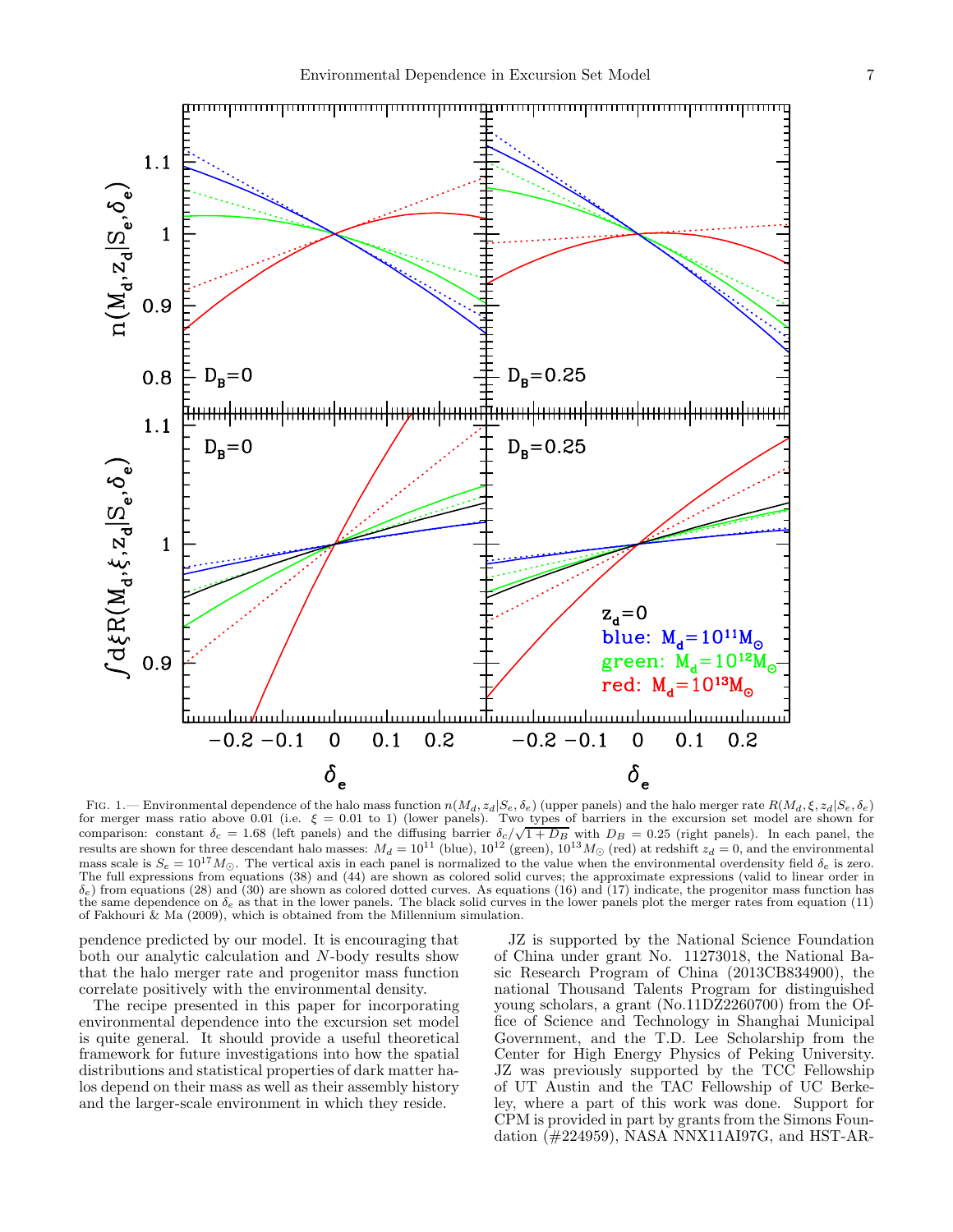$n(M_d, z_d|S_e, \delta_e)$

1.1

1

0.9

0.8

$D_B=0$

$D_B=0.25$

$\int d\xi R(M_d, \xi, z_d|S_e, \delta_e)$

1.1

1

0.9

$D_B=0$

$D_B=0.25$

$z_d=0$

blue: $M_d=10^{11}M_\odot$

green: $M_d=10^{12}M_\odot$

red: $M_d=10^{13}M_\odot$

−0.2 −0.1 0 0.1 0.2

−0.2 −0.1 0 0.1 0.2

$\delta_e$

$\delta_e$

Fig. 1.— Environmental dependence of the halo mass function $n(M_d, z_d|S_e, \delta_e)$ (upper panels) and the halo merger rate $R(M_d, \xi, z_d|S_e, \delta_e)$ for merger mass ratio above 0.01 (i.e. $\xi = 0.01$ to 1) (lower panels). Two types of barriers in the excursion set model are shown for comparison: constant $\delta_c = 1.68$ (left panels) and the diffusing barrier $\delta_c/\sqrt{1+D_B}$ with $D_B = 0.25$ (right panels). In each panel, the results are shown for three descendant halo masses: $M_d = 10^{11}$ (blue), $10^{12}$ (green), $10^{13} M_\odot$ (red) at redshift $z_d = 0$, and the environmental mass scale is $S_e = 10^{17} M_\odot$. The vertical axis in each panel is normalized to the value when the environmental overdensity field $\delta_e$ is zero. The full expressions from equations (38) and (44) are shown as colored solid curves; the approximate expressions (valid to linear order in $\delta_e$) from equations (28) and (30) are shown as colored dotted curves. As equations (16) and (17) indicate, the progenitor mass function has the same dependence on $\delta_e$ as that in the lower panels. The black solid curves in the lower panels plot the merger rates from equation (11) of Fakhouri & Ma (2009), which is obtained from the Millennium simulation.

pendence predicted by our model. It is encouraging that both our analytic calculation and $N$-body results show that the halo merger rate and progenitor mass function correlate positively with the environmental density.

The recipe presented in this paper for incorporating environmental dependence into the excursion set model is quite general. It should provide a useful theoretical framework for future investigations into how the spatial distributions and statistical properties of dark matter halos depend on their mass as well as their assembly history and the larger-scale environment in which they reside.

JZ is supported by the National Science Foundation of China under grant No. 11273018, the National Basic Research Program of China (2013CB834900), the national Thousand Talents Program for distinguished young scholars, a grant (No.11DZ2260700) from the Office of Science and Technology in Shanghai Municipal Government, and the T.D. Lee Scholarship from the Center for High Energy Physics of Peking University. JZ was previously supported by the TCC Fellowship of UT Austin and the TAC Fellowship of UC Berkeley, where a part of this work was done. Support for CPM is provided in part by grants from the Simons Foundation (#224959), NASA NNX11AI97G, and HST-AR-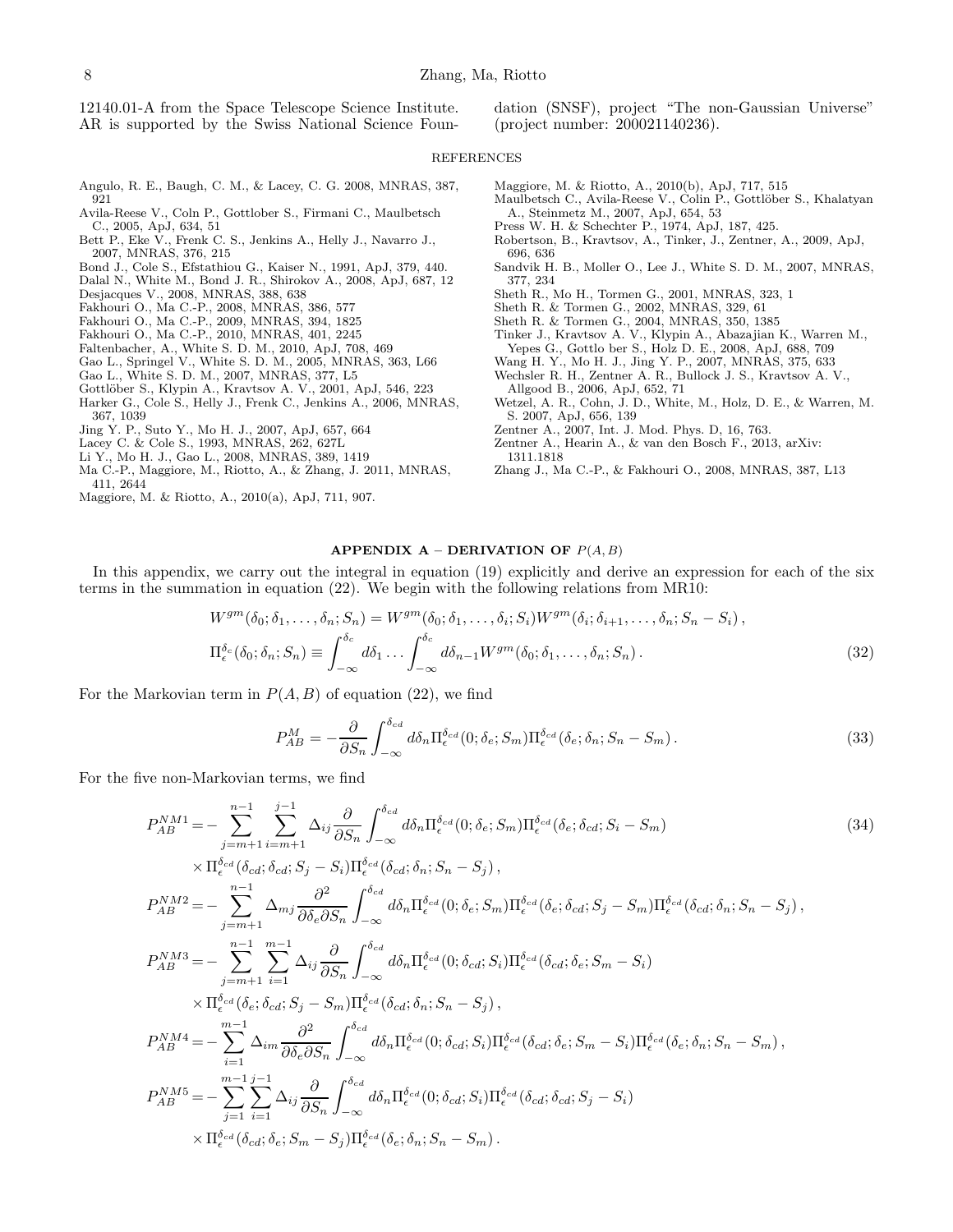12140.01-A from the Space Telescope Science Institute. AR is supported by the Swiss National Science Foundation (SNSF), project "The non-Gaussian Universe" (project number: 200021140236).

## REFERENCES

Angulo, R. E., Baugh, C. M., & Lacey, C. G. 2008, MNRAS, 387, 921

Avila-Reese V., Coln P., Gottlober S., Firmani C., Maulbetsch C., 2005, ApJ, 634, 51

Bett P., Eke V., Frenk C. S., Jenkins A., Helly J., Navarro J., 2007, MNRAS, 376, 215

Bond J., Cole S., Efstathiou G., Kaiser N., 1991, ApJ, 379, 440.

Dalal N., White M., Bond J. R., Shirokov A., 2008, ApJ, 687, 12

Desjacques V., 2008, MNRAS, 388, 638

Fakhouri O., Ma C.-P., 2008, MNRAS, 386, 577

Fakhouri O., Ma C.-P., 2009, MNRAS, 394, 1825

Fakhouri O., Ma C.-P., 2010, MNRAS, 401, 2245

Faltenbacher, A., White S. D. M., 2010, ApJ, 708, 469

Gao L., Springel V., White S. D. M., 2005, MNRAS, 363, L66

Gao L., White S. D. M., 2007, MNRAS, 377, L5

Gottlöber S., Klypin A., Kravtsov A. V., 2001, ApJ, 546, 223

Harker G., Cole S., Helly J., Frenk C., Jenkins A., 2006, MNRAS, 367, 1039

Jing Y. P., Suto Y., Mo H. J., 2007, ApJ, 657, 664

Lacey C. & Cole S., 1993, MNRAS, 262, 627L

Li Y., Mo H. J., Gao L., 2008, MNRAS, 389, 1419

Ma C.-P., Maggiore, M., Riotto, A., & Zhang, J. 2011, MNRAS, 411, 2644

Maggiore, M. & Riotto, A., 2010(a), ApJ, 711, 907.

Maggiore, M. & Riotto, A., 2010(b), ApJ, 717, 515

Maulbetsch C., Avila-Reese V., Colin P., Gottlöber S., Khalatyan A., Steinmetz M., 2007, ApJ, 654, 53

Press W. H. & Schechter P., 1974, ApJ, 187, 425.

Robertson, B., Kravtsov, A., Tinker, J., Zentner, A., 2009, ApJ, 696, 636

Sandvik H. B., Moller O., Lee J., White S. D. M., 2007, MNRAS, 377, 234

Sheth R., Mo H., Tormen G., 2001, MNRAS, 323, 1

Sheth R. & Tormen G., 2002, MNRAS, 329, 61

Sheth R. & Tormen G., 2004, MNRAS, 350, 1385

Tinker J., Kravtsov A. V., Klypin A., Abazajian K., Warren M., Yepes G., Gottlo ber S., Holz D. E., 2008, ApJ, 688, 709

Wang H. Y., Mo H. J., Jing Y. P., 2007, MNRAS, 375, 633

Wechsler R. H., Zentner A. R., Bullock J. S., Kravtsov A. V., Allgood B., 2006, ApJ, 652, 71

Wetzel, A. R., Cohn, J. D., White, M., Holz, D. E., & Warren, M. S. 2007, ApJ, 656, 139

Zentner A., 2007, Int. J. Mod. Phys. D, 16, 763.

Zentner A., Hearin A., & van den Bosch F., 2013, arXiv: 1311.1818

Zhang J., Ma C.-P., & Fakhouri O., 2008, MNRAS, 387, L13

## APPENDIX A – DERIVATION OF $P(A, B)$

In this appendix, we carry out the integral in equation (19) explicitly and derive an expression for each of the six terms in the summation in equation (22). We begin with the following relations from MR10:

$$W^{gm}(\delta_0; \delta_1, \ldots, \delta_n; S_n) = W^{gm}(\delta_0; \delta_1, \ldots, \delta_i; S_i) W^{gm}(\delta_i; \delta_{i+1}, \ldots, \delta_n; S_n - S_i)\,,$$
$$\Pi_\epsilon^{\delta_c}(\delta_0; \delta_n; S_n) \equiv \int_{-\infty}^{\delta_c} d\delta_1 \ldots \int_{-\infty}^{\delta_c} d\delta_{n-1} W^{gm}(\delta_0; \delta_1, \ldots, \delta_n; S_n)\,. \tag{32}$$

For the Markovian term in $P(A, B)$ of equation (22), we find

$$P_{AB}^{M} = -\frac{\partial}{\partial S_n} \int_{-\infty}^{\delta_{cd}} d\delta_n \Pi_\epsilon^{\delta_{cd}}(0; \delta_e; S_m) \Pi_\epsilon^{\delta_{cd}}(\delta_e; \delta_n; S_n - S_m)\,. \tag{33}$$

For the five non-Markovian terms, we find

$$\begin{aligned}
P_{AB}^{NM1} =& -\sum_{j=m+1}^{n-1} \sum_{i=m+1}^{j-1} \Delta_{ij} \frac{\partial}{\partial S_n} \int_{-\infty}^{\delta_{cd}} d\delta_n \Pi_\epsilon^{\delta_{cd}}(0; \delta_e; S_m) \Pi_\epsilon^{\delta_{cd}}(\delta_e; \delta_{cd}; S_i - S_m) \\
&\times \Pi_\epsilon^{\delta_{cd}}(\delta_{cd}; \delta_{cd}; S_j - S_i) \Pi_\epsilon^{\delta_{cd}}(\delta_{cd}; \delta_n; S_n - S_j)\,, \\
P_{AB}^{NM2} =& -\sum_{j=m+1}^{n-1} \Delta_{mj} \frac{\partial^2}{\partial \delta_e \partial S_n} \int_{-\infty}^{\delta_{cd}} d\delta_n \Pi_\epsilon^{\delta_{cd}}(0; \delta_e; S_m) \Pi_\epsilon^{\delta_{cd}}(\delta_e; \delta_{cd}; S_j - S_m) \Pi_\epsilon^{\delta_{cd}}(\delta_{cd}; \delta_n; S_n - S_j)\,, \\
P_{AB}^{NM3} =& -\sum_{j=m+1}^{n-1} \sum_{i=1}^{m-1} \Delta_{ij} \frac{\partial}{\partial S_n} \int_{-\infty}^{\delta_{cd}} d\delta_n \Pi_\epsilon^{\delta_{cd}}(0; \delta_{cd}; S_i) \Pi_\epsilon^{\delta_{cd}}(\delta_{cd}; \delta_e; S_m - S_i) \\
&\times \Pi_\epsilon^{\delta_{cd}}(\delta_e; \delta_{cd}; S_j - S_m) \Pi_\epsilon^{\delta_{cd}}(\delta_{cd}; \delta_n; S_n - S_j)\,, \\
P_{AB}^{NM4} =& -\sum_{i=1}^{m-1} \Delta_{im} \frac{\partial^2}{\partial \delta_e \partial S_n} \int_{-\infty}^{\delta_{cd}} d\delta_n \Pi_\epsilon^{\delta_{cd}}(0; \delta_{cd}; S_i) \Pi_\epsilon^{\delta_{cd}}(\delta_{cd}; \delta_e; S_m - S_i) \Pi_\epsilon^{\delta_{cd}}(\delta_e; \delta_n; S_n - S_m)\,, \\
P_{AB}^{NM5} =& -\sum_{j=1}^{m-1} \sum_{i=1}^{j-1} \Delta_{ij} \frac{\partial}{\partial S_n} \int_{-\infty}^{\delta_{cd}} d\delta_n \Pi_\epsilon^{\delta_{cd}}(0; \delta_{cd}; S_i) \Pi_\epsilon^{\delta_{cd}}(\delta_{cd}; \delta_{cd}; S_j - S_i) \\
&\times \Pi_\epsilon^{\delta_{cd}}(\delta_{cd}; \delta_e; S_m - S_j) \Pi_\epsilon^{\delta_{cd}}(\delta_e; \delta_n; S_n - S_m)\,.
\end{aligned} \tag{34}$$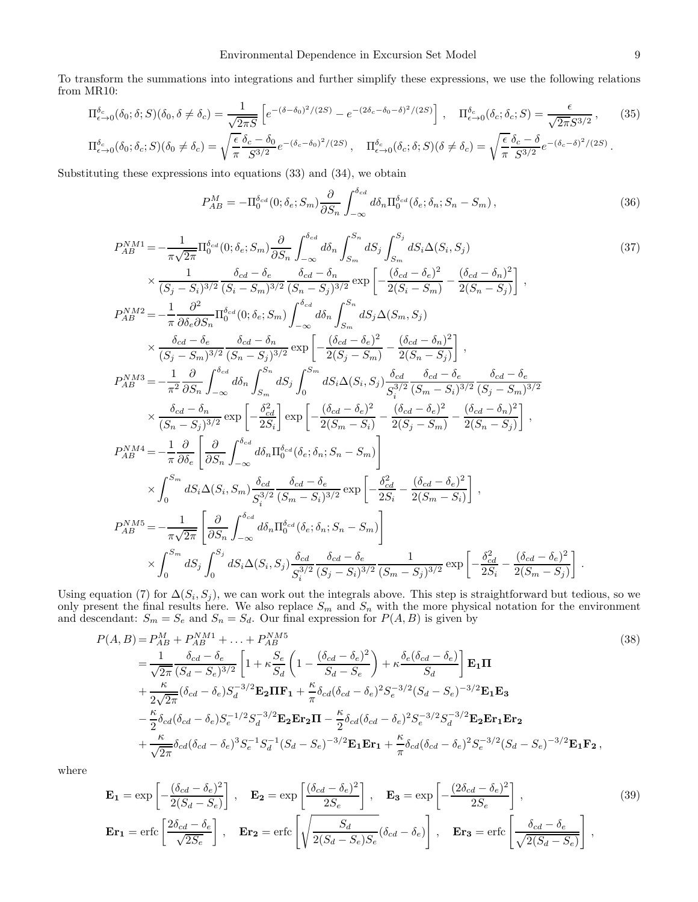To transform the summations into integrations and further simplify these expressions, we use the following relations from MR10:

$$\Pi^{\delta_c}_{\epsilon\to 0}(\delta_0;\delta;S)(\delta_0,\delta\neq\delta_c) = \frac{1}{\sqrt{2\pi S}}\left[e^{-(\delta-\delta_0)^2/(2S)} - e^{-(2\delta_c-\delta_0-\delta)^2/(2S)}\right] , \quad \Pi^{\delta_c}_{\epsilon\to 0}(\delta_c;\delta_c;S) = \frac{\epsilon}{\sqrt{2\pi}S^{3/2}} , \tag{35}$$

$$\Pi^{\delta_c}_{\epsilon\to 0}(\delta_0;\delta_c;S)(\delta_0\neq\delta_c) = \sqrt{\frac{\epsilon}{\pi}}\frac{\delta_c-\delta_0}{S^{3/2}}e^{-(\delta_c-\delta_0)^2/(2S)} , \quad \Pi^{\delta_c}_{\epsilon\to 0}(\delta_c;\delta;S)(\delta\neq\delta_c) = \sqrt{\frac{\epsilon}{\pi}}\frac{\delta_c-\delta}{S^{3/2}}e^{-(\delta_c-\delta)^2/(2S)} .$$

Substituting these expressions into equations (33) and (34), we obtain

$$P^{M}_{AB} = -\Pi^{\delta_{cd}}_0(0;\delta_e;S_m)\frac{\partial}{\partial S_n}\int_{-\infty}^{\delta_{cd}} d\delta_n \Pi^{\delta_{cd}}_0(\delta_e;\delta_n;S_n-S_m) , \tag{36}$$

$$\begin{aligned}
P^{NM1}_{AB} =& -\frac{1}{\pi\sqrt{2\pi}}\Pi^{\delta_{cd}}_0(0;\delta_e;S_m)\frac{\partial}{\partial S_n}\int_{-\infty}^{\delta_{cd}} d\delta_n \int_{S_m}^{S_n} dS_j \int_{S_m}^{S_j} dS_i \Delta(S_i,S_j) \\
&\times \frac{1}{(S_j-S_i)^{3/2}}\frac{\delta_{cd}-\delta_e}{(S_i-S_m)^{3/2}}\frac{\delta_{cd}-\delta_n}{(S_n-S_j)^{3/2}}\exp\left[-\frac{(\delta_{cd}-\delta_e)^2}{2(S_i-S_m)} - \frac{(\delta_{cd}-\delta_n)^2}{2(S_n-S_j)}\right] , \\
P^{NM2}_{AB} =& -\frac{1}{\pi}\frac{\partial^2}{\partial\delta_e\partial S_n}\Pi^{\delta_{cd}}_0(0;\delta_e;S_m)\int_{-\infty}^{\delta_{cd}} d\delta_n \int_{S_m}^{S_n} dS_j \Delta(S_m,S_j) \\
&\times \frac{\delta_{cd}-\delta_e}{(S_j-S_m)^{3/2}}\frac{\delta_{cd}-\delta_n}{(S_n-S_j)^{3/2}}\exp\left[-\frac{(\delta_{cd}-\delta_e)^2}{2(S_j-S_m)} - \frac{(\delta_{cd}-\delta_n)^2}{2(S_n-S_j)}\right] , \\
P^{NM3}_{AB} =& -\frac{1}{\pi^2}\frac{\partial}{\partial S_n}\int_{-\infty}^{\delta_{cd}} d\delta_n \int_{S_m}^{S_n} dS_j \int_0^{S_m} dS_i \Delta(S_i,S_j)\frac{\delta_{cd}}{S_i^{3/2}}\frac{\delta_{cd}-\delta_e}{(S_m-S_i)^{3/2}}\frac{\delta_{cd}-\delta_e}{(S_j-S_m)^{3/2}} \\
&\times \frac{\delta_{cd}-\delta_n}{(S_n-S_j)^{3/2}}\exp\left[-\frac{\delta_{cd}^2}{2S_i}\right]\exp\left[-\frac{(\delta_{cd}-\delta_e)^2}{2(S_m-S_i)} - \frac{(\delta_{cd}-\delta_e)^2}{2(S_j-S_m)} - \frac{(\delta_{cd}-\delta_n)^2}{2(S_n-S_j)}\right] , \\
P^{NM4}_{AB} =& -\frac{1}{\pi}\frac{\partial}{\partial\delta_e}\left[\frac{\partial}{\partial S_n}\int_{-\infty}^{\delta_{cd}} d\delta_n \Pi^{\delta_{cd}}_0(\delta_e;\delta_n;S_n-S_m)\right] \\
&\times \int_0^{S_m} dS_i \Delta(S_i,S_m)\frac{\delta_{cd}}{S_i^{3/2}}\frac{\delta_{cd}-\delta_e}{(S_m-S_i)^{3/2}}\exp\left[-\frac{\delta_{cd}^2}{2S_i} - \frac{(\delta_{cd}-\delta_e)^2}{2(S_m-S_i)}\right] , \\
P^{NM5}_{AB} =& -\frac{1}{\pi\sqrt{2\pi}}\left[\frac{\partial}{\partial S_n}\int_{-\infty}^{\delta_{cd}} d\delta_n \Pi^{\delta_{cd}}_0(\delta_e;\delta_n;S_n-S_m)\right] \\
&\times \int_0^{S_m} dS_j \int_0^{S_j} dS_i \Delta(S_i,S_j)\frac{\delta_{cd}}{S_i^{3/2}}\frac{\delta_{cd}-\delta_e}{(S_j-S_i)^{3/2}}\frac{1}{(S_m-S_j)^{3/2}}\exp\left[-\frac{\delta_{cd}^2}{2S_i} - \frac{(\delta_{cd}-\delta_e)^2}{2(S_m-S_j)}\right] .
\end{aligned} \tag{37}$$

Using equation (7) for $\Delta(S_i,S_j)$, we can work out the integrals above. This step is straightforward but tedious, so we only present the final results here. We also replace $S_m$ and $S_n$ with the more physical notation for the environment and descendant: $S_m = S_e$ and $S_n = S_d$. Our final expression for $P(A,B)$ is given by

$$\begin{aligned}
P(A,B) =& P^{M}_{AB} + P^{NM1}_{AB} + \ldots + P^{NM5}_{AB} \\
=& \frac{1}{\sqrt{2\pi}}\frac{\delta_{cd}-\delta_e}{(S_d-S_e)^{3/2}}\left[1 + \kappa\frac{S_e}{S_d}\left(1 - \frac{(\delta_{cd}-\delta_e)^2}{S_d-S_e}\right) + \kappa\frac{\delta_e(\delta_{cd}-\delta_e)}{S_d}\right]\mathbf{E_1\Pi} \\
&+ \frac{\kappa}{2\sqrt{2\pi}}(\delta_{cd}-\delta_e)S_d^{-3/2}\mathbf{E_2\Pi F_1} + \frac{\kappa}{\pi}\delta_{cd}(\delta_{cd}-\delta_e)^2 S_e^{-3/2}(S_d-S_e)^{-3/2}\mathbf{E_1E_3} \\
&- \frac{\kappa}{2}\delta_{cd}(\delta_{cd}-\delta_e)S_e^{-1/2}S_d^{-3/2}\mathbf{E_2Er_2\Pi} - \frac{\kappa}{2}\delta_{cd}(\delta_{cd}-\delta_e)^2 S_e^{-3/2}S_d^{-3/2}\mathbf{E_2Er_1Er_2} \\
&+ \frac{\kappa}{\sqrt{2\pi}}\delta_{cd}(\delta_{cd}-\delta_e)^3 S_e^{-1}S_d^{-1}(S_d-S_e)^{-3/2}\mathbf{E_1Er_1} + \frac{\kappa}{\pi}\delta_{cd}(\delta_{cd}-\delta_e)^2 S_e^{-3/2}(S_d-S_e)^{-3/2}\mathbf{E_1F_2} ,
\end{aligned} \tag{38}$$

where

$$\begin{aligned}
&\mathbf{E_1} = \exp\left[-\frac{(\delta_{cd}-\delta_e)^2}{2(S_d-S_e)}\right] , \quad \mathbf{E_2} = \exp\left[\frac{(\delta_{cd}-\delta_e)^2}{2S_e}\right] , \quad \mathbf{E_3} = \exp\left[-\frac{(2\delta_{cd}-\delta_e)^2}{2S_e}\right] , \\
&\mathbf{Er_1} = \mathrm{erfc}\left[\frac{2\delta_{cd}-\delta_e}{\sqrt{2S_e}}\right] , \quad \mathbf{Er_2} = \mathrm{erfc}\left[\sqrt{\frac{S_d}{2(S_d-S_e)S_e}}(\delta_{cd}-\delta_e)\right] , \quad \mathbf{Er_3} = \mathrm{erfc}\left[\frac{\delta_{cd}-\delta_e}{\sqrt{2(S_d-S_e)}}\right] ,
\end{aligned} \tag{39}$$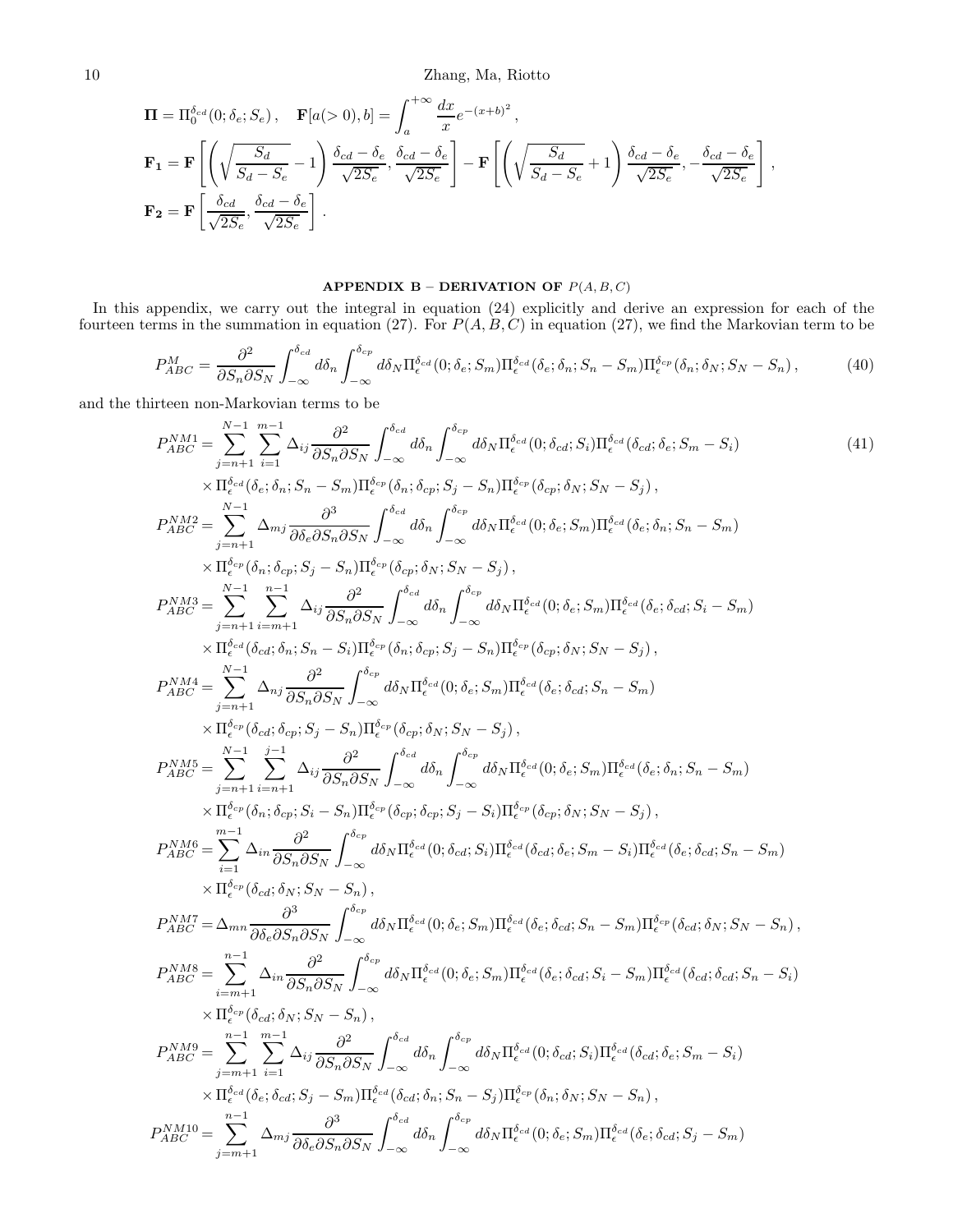$$\mathbf{\Pi} = \Pi_0^{\delta_{cd}}(0;\delta_e;S_e)\,, \quad \mathbf{F}[a(>0),b] = \int_a^{+\infty}\frac{dx}{x}e^{-(x+b)^2}\,,$$

$$\mathbf{F_1} = \mathbf{F}\left[\left(\sqrt{\frac{S_d}{S_d-S_e}}-1\right)\frac{\delta_{cd}-\delta_e}{\sqrt{2S_e}},\frac{\delta_{cd}-\delta_e}{\sqrt{2S_e}}\right] - \mathbf{F}\left[\left(\sqrt{\frac{S_d}{S_d-S_e}}+1\right)\frac{\delta_{cd}-\delta_e}{\sqrt{2S_e}},-\frac{\delta_{cd}-\delta_e}{\sqrt{2S_e}}\right]\,,$$

$$\mathbf{F_2} = \mathbf{F}\left[\frac{\delta_{cd}}{\sqrt{2S_e}},\frac{\delta_{cd}-\delta_e}{\sqrt{2S_e}}\right]\,.$$

## APPENDIX B – DERIVATION OF $P(A,B,C)$

In this appendix, we carry out the integral in equation (24) explicitly and derive an expression for each of the fourteen terms in the summation in equation (27). For $P(A,B,C)$ in equation (27), we find the Markovian term to be

$$P^M_{ABC} = \frac{\partial^2}{\partial S_n \partial S_N}\int_{-\infty}^{\delta_{cd}} d\delta_n \int_{-\infty}^{\delta_{cp}} d\delta_N \Pi_\epsilon^{\delta_{cd}}(0;\delta_e;S_m)\Pi_\epsilon^{\delta_{cd}}(\delta_e;\delta_n;S_n-S_m)\Pi_\epsilon^{\delta_{cp}}(\delta_n;\delta_N;S_N-S_n)\,, \tag{40}$$

and the thirteen non-Markovian terms to be

$$\begin{aligned}
P^{NM1}_{ABC} =& \sum_{j=n+1}^{N-1}\sum_{i=1}^{m-1}\Delta_{ij}\frac{\partial^2}{\partial S_n \partial S_N}\int_{-\infty}^{\delta_{cd}} d\delta_n \int_{-\infty}^{\delta_{cp}} d\delta_N \Pi_\epsilon^{\delta_{cd}}(0;\delta_{cd};S_i)\Pi_\epsilon^{\delta_{cd}}(\delta_{cd};\delta_e;S_m-S_i) \\
&\times \Pi_\epsilon^{\delta_{cd}}(\delta_e;\delta_n;S_n-S_m)\Pi_\epsilon^{\delta_{cp}}(\delta_n;\delta_{cp};S_j-S_n)\Pi_\epsilon^{\delta_{cp}}(\delta_{cp};\delta_N;S_N-S_j)\,, \\
P^{NM2}_{ABC} =& \sum_{j=n+1}^{N-1}\Delta_{mj}\frac{\partial^3}{\partial\delta_e\partial S_n \partial S_N}\int_{-\infty}^{\delta_{cd}} d\delta_n \int_{-\infty}^{\delta_{cp}} d\delta_N \Pi_\epsilon^{\delta_{cd}}(0;\delta_e;S_m)\Pi_\epsilon^{\delta_{cd}}(\delta_e;\delta_n;S_n-S_m) \\
&\times \Pi_\epsilon^{\delta_{cp}}(\delta_n;\delta_{cp};S_j-S_n)\Pi_\epsilon^{\delta_{cp}}(\delta_{cp};\delta_N;S_N-S_j)\,, \\
P^{NM3}_{ABC} =& \sum_{j=n+1}^{N-1}\sum_{i=m+1}^{n-1}\Delta_{ij}\frac{\partial^2}{\partial S_n \partial S_N}\int_{-\infty}^{\delta_{cd}} d\delta_n \int_{-\infty}^{\delta_{cp}} d\delta_N \Pi_\epsilon^{\delta_{cd}}(0;\delta_e;S_m)\Pi_\epsilon^{\delta_{cd}}(\delta_e;\delta_{cd};S_i-S_m) \\
&\times \Pi_\epsilon^{\delta_{cd}}(\delta_{cd};\delta_n;S_n-S_i)\Pi_\epsilon^{\delta_{cp}}(\delta_n;\delta_{cp};S_j-S_n)\Pi_\epsilon^{\delta_{cp}}(\delta_{cp};\delta_N;S_N-S_j)\,, \\
P^{NM4}_{ABC} =& \sum_{j=n+1}^{N-1}\Delta_{nj}\frac{\partial^2}{\partial S_n \partial S_N}\int_{-\infty}^{\delta_{cp}} d\delta_N \Pi_\epsilon^{\delta_{cd}}(0;\delta_e;S_m)\Pi_\epsilon^{\delta_{cd}}(\delta_e;\delta_{cd};S_n-S_m) \\
&\times \Pi_\epsilon^{\delta_{cp}}(\delta_{cd};\delta_{cp};S_j-S_n)\Pi_\epsilon^{\delta_{cp}}(\delta_{cp};\delta_N;S_N-S_j)\,, \\
P^{NM5}_{ABC} =& \sum_{j=n+1}^{N-1}\sum_{i=n+1}^{j-1}\Delta_{ij}\frac{\partial^2}{\partial S_n \partial S_N}\int_{-\infty}^{\delta_{cd}} d\delta_n \int_{-\infty}^{\delta_{cp}} d\delta_N \Pi_\epsilon^{\delta_{cd}}(0;\delta_e;S_m)\Pi_\epsilon^{\delta_{cd}}(\delta_e;\delta_n;S_n-S_m) \\
&\times \Pi_\epsilon^{\delta_{cp}}(\delta_n;\delta_{cp};S_i-S_n)\Pi_\epsilon^{\delta_{cp}}(\delta_{cp};\delta_{cp};S_j-S_i)\Pi_\epsilon^{\delta_{cp}}(\delta_{cp};\delta_N;S_N-S_j)\,, \\
P^{NM6}_{ABC} =& \sum_{i=1}^{m-1}\Delta_{in}\frac{\partial^2}{\partial S_n \partial S_N}\int_{-\infty}^{\delta_{cp}} d\delta_N \Pi_\epsilon^{\delta_{cd}}(0;\delta_{cd};S_i)\Pi_\epsilon^{\delta_{cd}}(\delta_{cd};\delta_e;S_m-S_i)\Pi_\epsilon^{\delta_{cd}}(\delta_e;\delta_{cd};S_n-S_m) \\
&\times \Pi_\epsilon^{\delta_{cp}}(\delta_{cd};\delta_N;S_N-S_n)\,, \\
P^{NM7}_{ABC} =& \Delta_{mn}\frac{\partial^3}{\partial\delta_e\partial S_n \partial S_N}\int_{-\infty}^{\delta_{cp}} d\delta_N \Pi_\epsilon^{\delta_{cd}}(0;\delta_e;S_m)\Pi_\epsilon^{\delta_{cd}}(\delta_e;\delta_{cd};S_n-S_m)\Pi_\epsilon^{\delta_{cp}}(\delta_{cd};\delta_N;S_N-S_n)\,, \\
P^{NM8}_{ABC} =& \sum_{i=m+1}^{n-1}\Delta_{in}\frac{\partial^2}{\partial S_n \partial S_N}\int_{-\infty}^{\delta_{cp}} d\delta_N \Pi_\epsilon^{\delta_{cd}}(0;\delta_e;S_m)\Pi_\epsilon^{\delta_{cd}}(\delta_e;\delta_{cd};S_i-S_m)\Pi_\epsilon^{\delta_{cd}}(\delta_{cd};\delta_{cd};S_n-S_i) \\
&\times \Pi_\epsilon^{\delta_{cp}}(\delta_{cd};\delta_N;S_N-S_n)\,, \\
P^{NM9}_{ABC} =& \sum_{j=m+1}^{n-1}\sum_{i=1}^{m-1}\Delta_{ij}\frac{\partial^2}{\partial S_n \partial S_N}\int_{-\infty}^{\delta_{cd}} d\delta_n \int_{-\infty}^{\delta_{cp}} d\delta_N \Pi_\epsilon^{\delta_{cd}}(0;\delta_{cd};S_i)\Pi_\epsilon^{\delta_{cd}}(\delta_{cd};\delta_e;S_m-S_i) \\
&\times \Pi_\epsilon^{\delta_{cd}}(\delta_e;\delta_{cd};S_j-S_m)\Pi_\epsilon^{\delta_{cd}}(\delta_{cd};\delta_n;S_n-S_j)\Pi_\epsilon^{\delta_{cp}}(\delta_n;\delta_N;S_N-S_n)\,, \\
P^{NM10}_{ABC} =& \sum_{j=m+1}^{n-1}\Delta_{mj}\frac{\partial^3}{\partial\delta_e\partial S_n \partial S_N}\int_{-\infty}^{\delta_{cd}} d\delta_n \int_{-\infty}^{\delta_{cp}} d\delta_N \Pi_\epsilon^{\delta_{cd}}(0;\delta_e;S_m)\Pi_\epsilon^{\delta_{cd}}(\delta_e;\delta_{cd};S_j-S_m)
\end{aligned} \tag{41}$$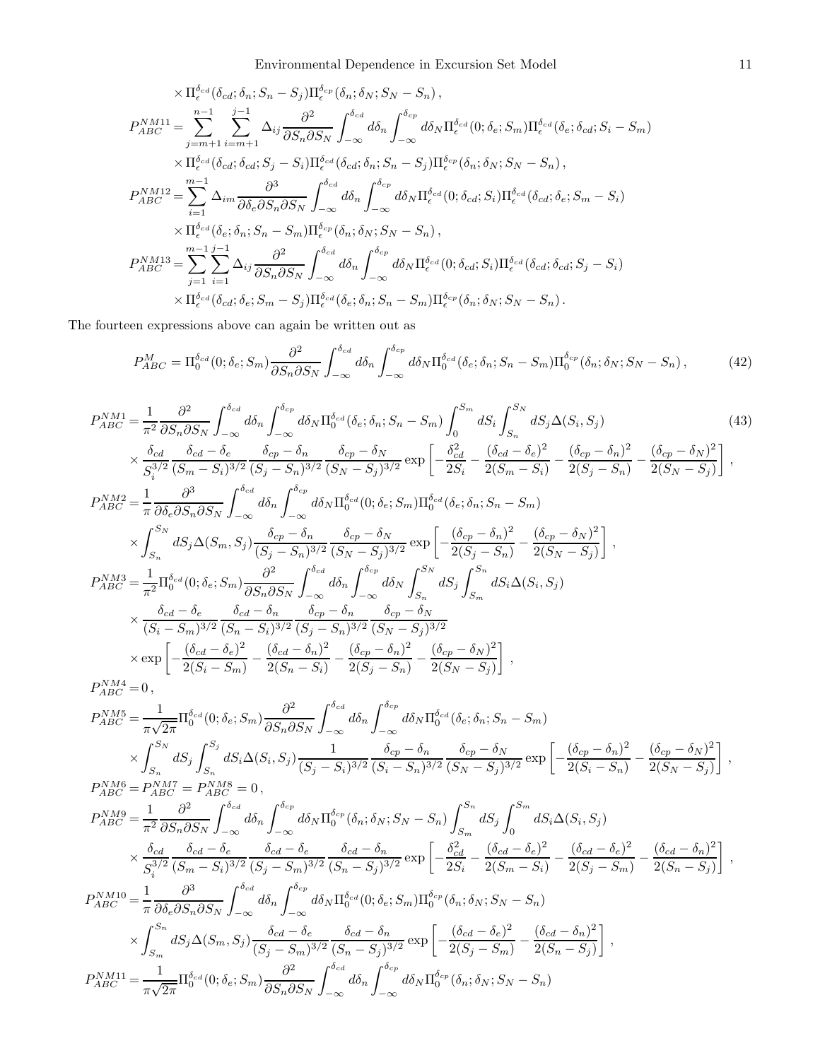$$\times \Pi_\epsilon^{\delta_{cd}}(\delta_{cd};\delta_n;S_n-S_j)\Pi_\epsilon^{\delta_{cp}}(\delta_n;\delta_N;S_N-S_n)\,,$$

$$P_{ABC}^{NM11} = \sum_{j=m+1}^{n-1}\sum_{i=m+1}^{j-1}\Delta_{ij}\frac{\partial^2}{\partial S_n \partial S_N}\int_{-\infty}^{\delta_{cd}} d\delta_n \int_{-\infty}^{\delta_{cp}} d\delta_N \Pi_\epsilon^{\delta_{cd}}(0;\delta_e;S_m)\Pi_\epsilon^{\delta_{cd}}(\delta_e;\delta_{cd};S_i-S_m)$$
$$\times \Pi_\epsilon^{\delta_{cd}}(\delta_{cd};\delta_{cd};S_j-S_i)\Pi_\epsilon^{\delta_{cd}}(\delta_{cd};\delta_n;S_n-S_j)\Pi_\epsilon^{\delta_{cp}}(\delta_n;\delta_N;S_N-S_n)\,,$$

$$P_{ABC}^{NM12} = \sum_{i=1}^{m-1}\Delta_{im}\frac{\partial^3}{\partial \delta_e \partial S_n \partial S_N}\int_{-\infty}^{\delta_{cd}} d\delta_n \int_{-\infty}^{\delta_{cp}} d\delta_N \Pi_\epsilon^{\delta_{cd}}(0;\delta_{cd};S_i)\Pi_\epsilon^{\delta_{cd}}(\delta_{cd};\delta_e;S_m-S_i)$$
$$\times \Pi_\epsilon^{\delta_{cd}}(\delta_e;\delta_n;S_n-S_m)\Pi_\epsilon^{\delta_{cp}}(\delta_n;\delta_N;S_N-S_n)\,,$$

$$P_{ABC}^{NM13} = \sum_{j=1}^{m-1}\sum_{i=1}^{j-1}\Delta_{ij}\frac{\partial^2}{\partial S_n \partial S_N}\int_{-\infty}^{\delta_{cd}} d\delta_n \int_{-\infty}^{\delta_{cp}} d\delta_N \Pi_\epsilon^{\delta_{cd}}(0;\delta_{cd};S_i)\Pi_\epsilon^{\delta_{cd}}(\delta_{cd};\delta_{cd};S_j-S_i)$$
$$\times \Pi_\epsilon^{\delta_{cd}}(\delta_{cd};\delta_e;S_m-S_j)\Pi_\epsilon^{\delta_{cd}}(\delta_e;\delta_n;S_n-S_m)\Pi_\epsilon^{\delta_{cp}}(\delta_n;\delta_N;S_N-S_n)\,.$$

The fourteen expressions above can again be written out as

$$P_{ABC}^{M} = \Pi_0^{\delta_{cd}}(0;\delta_e;S_m)\frac{\partial^2}{\partial S_n \partial S_N}\int_{-\infty}^{\delta_{cd}} d\delta_n \int_{-\infty}^{\delta_{cp}} d\delta_N \Pi_0^{\delta_{cd}}(\delta_e;\delta_n;S_n-S_m)\Pi_0^{\delta_{cp}}(\delta_n;\delta_N;S_N-S_n)\,, \tag{42}$$

$$P_{ABC}^{NM1} = \frac{1}{\pi^2}\frac{\partial^2}{\partial S_n \partial S_N}\int_{-\infty}^{\delta_{cd}} d\delta_n \int_{-\infty}^{\delta_{cp}} d\delta_N \Pi_0^{\delta_{cd}}(\delta_e;\delta_n;S_n-S_m)\int_0^{S_m} dS_i \int_{S_n}^{S_N} dS_j \Delta(S_i,S_j) \tag{43}$$
$$\times \frac{\delta_{cd}}{S_i^{3/2}}\frac{\delta_{cd}-\delta_e}{(S_m-S_i)^{3/2}}\frac{\delta_{cp}-\delta_n}{(S_j-S_n)^{3/2}}\frac{\delta_{cp}-\delta_N}{(S_N-S_j)^{3/2}}\exp\left[-\frac{\delta_{cd}^2}{2S_i}-\frac{(\delta_{cd}-\delta_e)^2}{2(S_m-S_i)}-\frac{(\delta_{cp}-\delta_n)^2}{2(S_j-S_n)}-\frac{(\delta_{cp}-\delta_N)^2}{2(S_N-S_j)}\right],$$

$$P_{ABC}^{NM2} = \frac{1}{\pi}\frac{\partial^3}{\partial \delta_e \partial S_n \partial S_N}\int_{-\infty}^{\delta_{cd}} d\delta_n \int_{-\infty}^{\delta_{cp}} d\delta_N \Pi_0^{\delta_{cd}}(0;\delta_e;S_m)\Pi_0^{\delta_{cd}}(\delta_e;\delta_n;S_n-S_m)$$
$$\times \int_{S_n}^{S_N} dS_j \Delta(S_m,S_j)\frac{\delta_{cp}-\delta_n}{(S_j-S_n)^{3/2}}\frac{\delta_{cp}-\delta_N}{(S_N-S_j)^{3/2}}\exp\left[-\frac{(\delta_{cp}-\delta_n)^2}{2(S_j-S_n)}-\frac{(\delta_{cp}-\delta_N)^2}{2(S_N-S_j)}\right],$$

$$P_{ABC}^{NM3} = \frac{1}{\pi^2}\Pi_0^{\delta_{cd}}(0;\delta_e;S_m)\frac{\partial^2}{\partial S_n \partial S_N}\int_{-\infty}^{\delta_{cd}} d\delta_n \int_{-\infty}^{\delta_{cp}} d\delta_N \int_{S_n}^{S_N} dS_j \int_{S_m}^{S_n} dS_i \Delta(S_i,S_j)$$
$$\times \frac{\delta_{cd}-\delta_e}{(S_i-S_m)^{3/2}}\frac{\delta_{cd}-\delta_n}{(S_n-S_i)^{3/2}}\frac{\delta_{cp}-\delta_n}{(S_j-S_n)^{3/2}}\frac{\delta_{cp}-\delta_N}{(S_N-S_j)^{3/2}}$$
$$\times \exp\left[-\frac{(\delta_{cd}-\delta_e)^2}{2(S_i-S_m)}-\frac{(\delta_{cd}-\delta_n)^2}{2(S_n-S_i)}-\frac{(\delta_{cp}-\delta_n)^2}{2(S_j-S_n)}-\frac{(\delta_{cp}-\delta_N)^2}{2(S_N-S_j)}\right],$$

$$P_{ABC}^{NM4} = 0\,,$$

$$P_{ABC}^{NM5} = \frac{1}{\pi\sqrt{2\pi}}\Pi_0^{\delta_{cd}}(0;\delta_e;S_m)\frac{\partial^2}{\partial S_n \partial S_N}\int_{-\infty}^{\delta_{cd}} d\delta_n \int_{-\infty}^{\delta_{cp}} d\delta_N \Pi_0^{\delta_{cd}}(\delta_e;\delta_n;S_n-S_m)$$
$$\times \int_{S_n}^{S_N} dS_j \int_{S_n}^{S_j} dS_i \Delta(S_i,S_j)\frac{1}{(S_j-S_i)^{3/2}}\frac{\delta_{cp}-\delta_n}{(S_i-S_n)^{3/2}}\frac{\delta_{cp}-\delta_N}{(S_N-S_j)^{3/2}}\exp\left[-\frac{(\delta_{cp}-\delta_n)^2}{2(S_i-S_n)}-\frac{(\delta_{cp}-\delta_N)^2}{2(S_N-S_j)}\right],$$

$$P_{ABC}^{NM6} = P_{ABC}^{NM7} = P_{ABC}^{NM8} = 0\,,$$

$$P_{ABC}^{NM9} = \frac{1}{\pi^2}\frac{\partial^2}{\partial S_n \partial S_N}\int_{-\infty}^{\delta_{cd}} d\delta_n \int_{-\infty}^{\delta_{cp}} d\delta_N \Pi_0^{\delta_{cp}}(\delta_n;\delta_N;S_N-S_n)\int_{S_m}^{S_n} dS_j \int_0^{S_m} dS_i \Delta(S_i,S_j)$$
$$\times \frac{\delta_{cd}}{S_i^{3/2}}\frac{\delta_{cd}-\delta_e}{(S_m-S_i)^{3/2}}\frac{\delta_{cd}-\delta_e}{(S_j-S_m)^{3/2}}\frac{\delta_{cd}-\delta_n}{(S_n-S_j)^{3/2}}\exp\left[-\frac{\delta_{cd}^2}{2S_i}-\frac{(\delta_{cd}-\delta_e)^2}{2(S_m-S_i)}-\frac{(\delta_{cd}-\delta_e)^2}{2(S_j-S_m)}-\frac{(\delta_{cd}-\delta_n)^2}{2(S_n-S_j)}\right],$$

$$P_{ABC}^{NM10} = \frac{1}{\pi}\frac{\partial^3}{\partial \delta_e \partial S_n \partial S_N}\int_{-\infty}^{\delta_{cd}} d\delta_n \int_{-\infty}^{\delta_{cp}} d\delta_N \Pi_0^{\delta_{cd}}(0;\delta_e;S_m)\Pi_0^{\delta_{cp}}(\delta_n;\delta_N;S_N-S_n)$$
$$\times \int_{S_m}^{S_n} dS_j \Delta(S_m,S_j)\frac{\delta_{cd}-\delta_e}{(S_j-S_m)^{3/2}}\frac{\delta_{cd}-\delta_n}{(S_n-S_j)^{3/2}}\exp\left[-\frac{(\delta_{cd}-\delta_e)^2}{2(S_j-S_m)}-\frac{(\delta_{cd}-\delta_n)^2}{2(S_n-S_j)}\right],$$

$$P_{ABC}^{NM11} = \frac{1}{\pi\sqrt{2\pi}}\Pi_0^{\delta_{cd}}(0;\delta_e;S_m)\frac{\partial^2}{\partial S_n \partial S_N}\int_{-\infty}^{\delta_{cd}} d\delta_n \int_{-\infty}^{\delta_{cp}} d\delta_N \Pi_0^{\delta_{cp}}(\delta_n;\delta_N;S_N-S_n)$$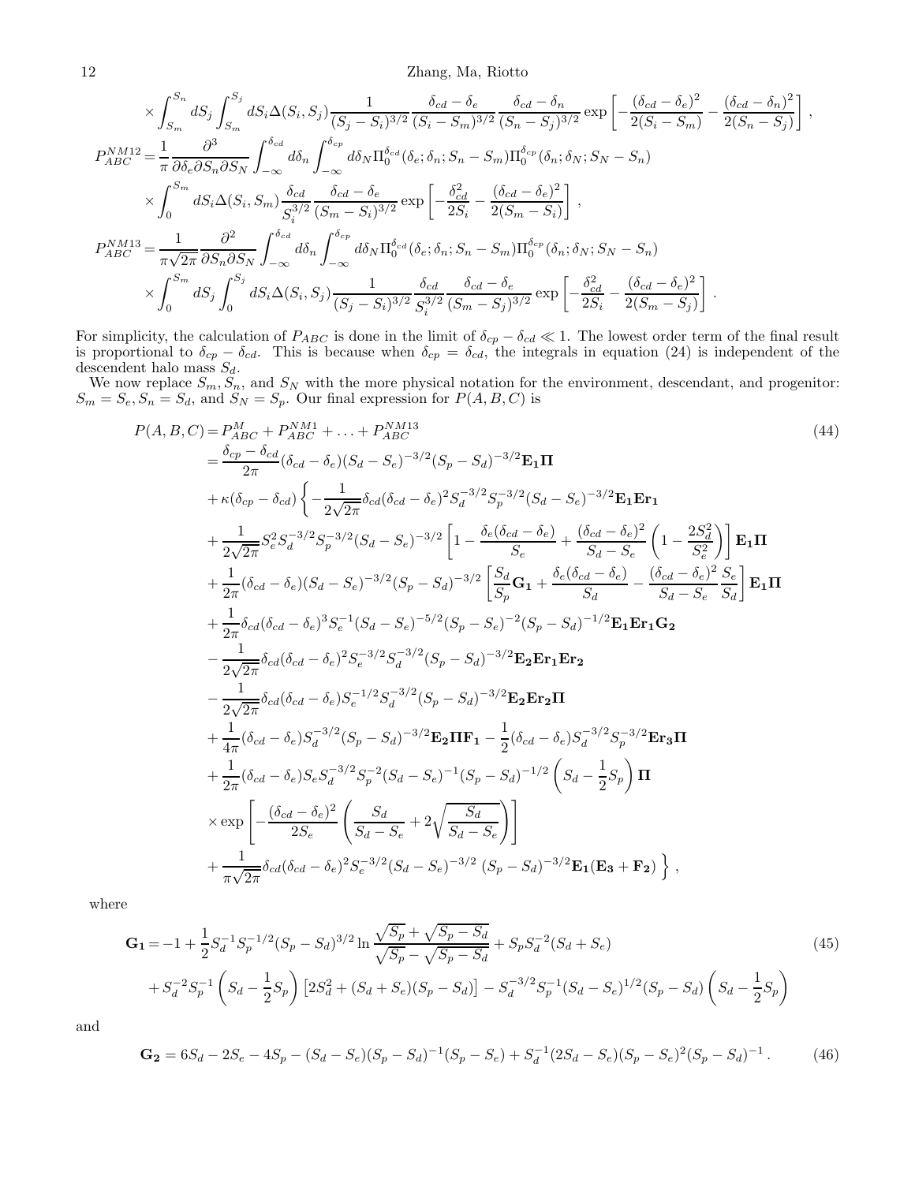$$
\times \int_{S_m}^{S_n} dS_j \int_{S_m}^{S_j} dS_i \Delta(S_i, S_j) \frac{1}{(S_j - S_i)^{3/2}} \frac{\delta_{cd} - \delta_e}{(S_i - S_m)^{3/2}} \frac{\delta_{cd} - \delta_n}{(S_n - S_j)^{3/2}} \exp\left[ -\frac{(\delta_{cd} - \delta_e)^2}{2(S_i - S_m)} - \frac{(\delta_{cd} - \delta_n)^2}{2(S_n - S_j)} \right] ,
$$

$$
P_{ABC}^{NM12} = \frac{1}{\pi} \frac{\partial^3}{\partial \delta_e \partial S_n \partial S_N} \int_{-\infty}^{\delta_{cd}} d\delta_n \int_{-\infty}^{\delta_{cp}} d\delta_N \Pi_0^{\delta_{cd}}(\delta_e; \delta_n; S_n - S_m) \Pi_0^{\delta_{cp}}(\delta_n; \delta_N; S_N - S_n)
$$

$$
\times \int_0^{S_m} dS_i \Delta(S_i, S_m) \frac{\delta_{cd}}{S_i^{3/2}} \frac{\delta_{cd} - \delta_e}{(S_m - S_i)^{3/2}} \exp\left[ -\frac{\delta_{cd}^2}{2S_i} - \frac{(\delta_{cd} - \delta_e)^2}{2(S_m - S_i)} \right] ,
$$

$$
P_{ABC}^{NM13} = \frac{1}{\pi\sqrt{2\pi}} \frac{\partial^2}{\partial S_n \partial S_N} \int_{-\infty}^{\delta_{cd}} d\delta_n \int_{-\infty}^{\delta_{cp}} d\delta_N \Pi_0^{\delta_{cd}}(\delta_e; \delta_n; S_n - S_m) \Pi_0^{\delta_{cp}}(\delta_n; \delta_N; S_N - S_n)
$$

$$
\times \int_0^{S_m} dS_j \int_0^{S_j} dS_i \Delta(S_i, S_j) \frac{1}{(S_j - S_i)^{3/2}} \frac{\delta_{cd}}{S_i^{3/2}} \frac{\delta_{cd} - \delta_e}{(S_m - S_j)^{3/2}} \exp\left[ -\frac{\delta_{cd}^2}{2S_i} - \frac{(\delta_{cd} - \delta_e)^2}{2(S_m - S_j)} \right] .
$$

For simplicity, the calculation of $P_{ABC}$ is done in the limit of $\delta_{cp} - \delta_{cd} \ll 1$. The lowest order term of the final result is proportional to $\delta_{cp} - \delta_{cd}$. This is because when $\delta_{cp} = \delta_{cd}$, the integrals in equation (24) is independent of the descendent halo mass $S_d$.

We now replace $S_m, S_n$, and $S_N$ with the more physical notation for the environment, descendant, and progenitor: $S_m = S_e, S_n = S_d$, and $S_N = S_p$. Our final expression for $P(A, B, C)$ is

$$
\begin{aligned}
P(A,B,C) &= P_{ABC}^{M} + P_{ABC}^{NM1} + \ldots + P_{ABC}^{NM13} \\
&= \frac{\delta_{cp} - \delta_{cd}}{2\pi} (\delta_{cd} - \delta_e)(S_d - S_e)^{-3/2}(S_p - S_d)^{-3/2} \mathbf{E_1 \Pi} \\
&+ \kappa(\delta_{cp} - \delta_{cd}) \left\{ -\frac{1}{2\sqrt{2\pi}} \delta_{cd}(\delta_{cd} - \delta_e)^2 S_d^{-3/2} S_p^{-3/2} (S_d - S_e)^{-3/2} \mathbf{E_1 Er_1} \right. \\
&+ \frac{1}{2\sqrt{2\pi}} S_e^2 S_d^{-3/2} S_p^{-3/2} (S_d - S_e)^{-3/2} \left[ 1 - \frac{\delta_e(\delta_{cd} - \delta_e)}{S_e} + \frac{(\delta_{cd} - \delta_e)^2}{S_d - S_e} \left( 1 - \frac{2S_d^2}{S_e^2} \right) \right] \mathbf{E_1 \Pi} \\
&+ \frac{1}{2\pi} (\delta_{cd} - \delta_e)(S_d - S_e)^{-3/2}(S_p - S_d)^{-3/2} \left[ \frac{S_d}{S_p} \mathbf{G_1} + \frac{\delta_e(\delta_{cd} - \delta_e)}{S_d} - \frac{(\delta_{cd} - \delta_e)^2}{S_d - S_e} \frac{S_e}{S_d} \right] \mathbf{E_1 \Pi} \\
&+ \frac{1}{2\pi} \delta_{cd}(\delta_{cd} - \delta_e)^3 S_e^{-1}(S_d - S_e)^{-5/2}(S_p - S_e)^{-2}(S_p - S_d)^{-1/2} \mathbf{E_1 Er_1 G_2} \\
&- \frac{1}{2\sqrt{2\pi}} \delta_{cd}(\delta_{cd} - \delta_e)^2 S_e^{-3/2} S_d^{-3/2} (S_p - S_d)^{-3/2} \mathbf{E_2 Er_1 Er_2} \\
&- \frac{1}{2\sqrt{2\pi}} \delta_{cd}(\delta_{cd} - \delta_e) S_e^{-1/2} S_d^{-3/2} (S_p - S_d)^{-3/2} \mathbf{E_2 Er_2 \Pi} \\
&+ \frac{1}{4\pi} (\delta_{cd} - \delta_e) S_d^{-3/2} (S_p - S_d)^{-3/2} \mathbf{E_2 \Pi F_1} - \frac{1}{2} (\delta_{cd} - \delta_e) S_d^{-3/2} S_p^{-3/2} \mathbf{Er_3 \Pi} \\
&+ \frac{1}{2\pi} (\delta_{cd} - \delta_e) S_e S_d^{-3/2} S_p^{-2} (S_d - S_e)^{-1} (S_p - S_d)^{-1/2} \left( S_d - \frac{1}{2} S_p \right) \mathbf{\Pi} \\
&\times \exp\left[ -\frac{(\delta_{cd} - \delta_e)^2}{2S_e} \left( \frac{S_d}{S_d - S_e} + 2\sqrt{\frac{S_d}{S_d - S_e}} \right) \right] \\
&+ \left. \frac{1}{\pi\sqrt{2\pi}} \delta_{cd}(\delta_{cd} - \delta_e)^2 S_e^{-3/2} (S_d - S_e)^{-3/2} \; (S_p - S_d)^{-3/2} \mathbf{E_1 (E_3 + F_2)} \right\} ,
\end{aligned}
\tag{44}
$$

where

$$
\begin{aligned}
\mathbf{G_1} &= -1 + \frac{1}{2} S_d^{-1} S_p^{-1/2} (S_p - S_d)^{3/2} \ln \frac{\sqrt{S_p} + \sqrt{S_p - S_d}}{\sqrt{S_p} - \sqrt{S_p - S_d}} + S_p S_d^{-2} (S_d + S_e) \\
&+ S_d^{-2} S_p^{-1} \left( S_d - \frac{1}{2} S_p \right) \left[ 2S_d^2 + (S_d + S_e)(S_p - S_d) \right] - S_d^{-3/2} S_p^{-1} (S_d - S_e)^{1/2} (S_p - S_d) \left( S_d - \frac{1}{2} S_p \right)
\end{aligned}
\tag{45}
$$

and

$$
\mathbf{G_2} = 6S_d - 2S_e - 4S_p - (S_d - S_e)(S_p - S_d)^{-1}(S_p - S_e) + S_d^{-1}(2S_d - S_e)(S_p - S_e)^2(S_p - S_d)^{-1} . \tag{46}
$$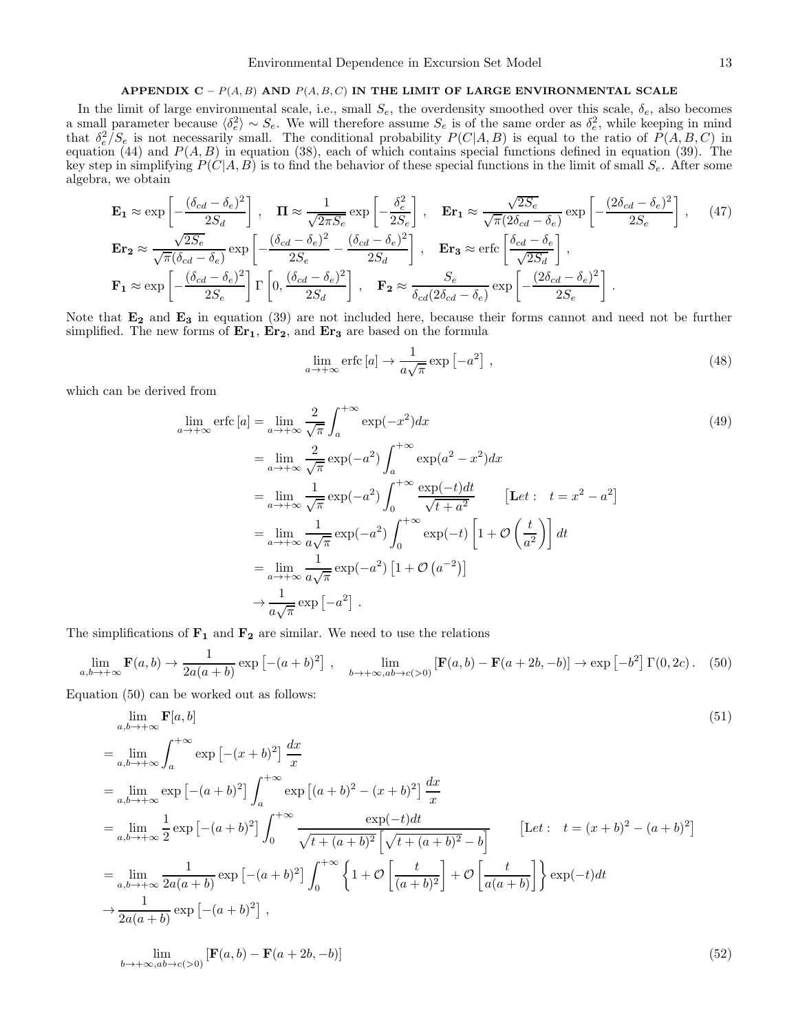## APPENDIX C – $P(A, B)$ AND $P(A, B, C)$ IN THE LIMIT OF LARGE ENVIRONMENTAL SCALE

In the limit of large environmental scale, i.e., small $S_e$, the overdensity smoothed over this scale, $\delta_e$, also becomes a small parameter because $\langle \delta_e^2 \rangle \sim S_e$. We will therefore assume $S_e$ is of the same order as $\delta_e^2$, while keeping in mind that $\delta_e^2/S_e$ is not necessarily small. The conditional probability $P(C|A, B)$ is equal to the ratio of $P(A, B, C)$ in equation (44) and $P(A, B)$ in equation (38), each of which contains special functions defined in equation (39). The key step in simplifying $P(C|A, B)$ is to find the behavior of these special functions in the limit of small $S_e$. After some algebra, we obtain

$$
\begin{aligned}
&\mathbf{E_1} \approx \exp\left[-\frac{(\delta_{cd}-\delta_e)^2}{2S_d}\right] , \quad \mathbf{\Pi} \approx \frac{1}{\sqrt{2\pi S_e}} \exp\left[-\frac{\delta_e^2}{2S_e}\right] , \quad \mathbf{Er_1} \approx \frac{\sqrt{2S_e}}{\sqrt{\pi}(2\delta_{cd}-\delta_e)} \exp\left[-\frac{(2\delta_{cd}-\delta_e)^2}{2S_e}\right] , \\
&\mathbf{Er_2} \approx \frac{\sqrt{2S_e}}{\sqrt{\pi}(\delta_{cd}-\delta_e)} \exp\left[-\frac{(\delta_{cd}-\delta_e)^2}{2S_e} - \frac{(\delta_{cd}-\delta_e)^2}{2S_d}\right] , \quad \mathbf{Er_3} \approx \mathrm{erfc}\left[\frac{\delta_{cd}-\delta_e}{\sqrt{2S_d}}\right] , \\
&\mathbf{F_1} \approx \exp\left[-\frac{(\delta_{cd}-\delta_e)^2}{2S_e}\right] \Gamma\left[0, \frac{(\delta_{cd}-\delta_e)^2}{2S_d}\right] , \quad \mathbf{F_2} \approx \frac{S_e}{\delta_{cd}(2\delta_{cd}-\delta_e)} \exp\left[-\frac{(2\delta_{cd}-\delta_e)^2}{2S_e}\right] .
\end{aligned}
\tag{47}
$$

Note that $\mathbf{E_2}$ and $\mathbf{E_3}$ in equation (39) are not included here, because their forms cannot and need not be further simplified. The new forms of $\mathbf{Er_1}$, $\mathbf{Er_2}$, and $\mathbf{Er_3}$ are based on the formula

$$
\lim_{a\to+\infty} \mathrm{erfc}\,[a] \to \frac{1}{a\sqrt{\pi}} \exp\left[-a^2\right] , \tag{48}
$$

which can be derived from

$$
\begin{aligned}
\lim_{a\to+\infty} \mathrm{erfc}\,[a] &= \lim_{a\to+\infty} \frac{2}{\sqrt{\pi}} \int_a^{+\infty} \exp(-x^2)dx \\
&= \lim_{a\to+\infty} \frac{2}{\sqrt{\pi}} \exp(-a^2) \int_a^{+\infty} \exp(a^2-x^2)dx \\
&= \lim_{a\to+\infty} \frac{1}{\sqrt{\pi}} \exp(-a^2) \int_0^{+\infty} \frac{\exp(-t)dt}{\sqrt{t+a^2}} \qquad \left[\mathbf{L}et: \quad t = x^2 - a^2\right] \\
&= \lim_{a\to+\infty} \frac{1}{a\sqrt{\pi}} \exp(-a^2) \int_0^{+\infty} \exp(-t)\left[1 + \mathcal{O}\left(\frac{t}{a^2}\right)\right] dt \\
&= \lim_{a\to+\infty} \frac{1}{a\sqrt{\pi}} \exp(-a^2)\left[1 + \mathcal{O}\left(a^{-2}\right)\right] \\
&\to \frac{1}{a\sqrt{\pi}} \exp\left[-a^2\right] .
\end{aligned}
\tag{49}
$$

The simplifications of $\mathbf{F_1}$ and $\mathbf{F_2}$ are similar. We need to use the relations

$$
\lim_{a,b\to+\infty} \mathbf{F}(a,b) \to \frac{1}{2a(a+b)} \exp\left[-(a+b)^2\right] , \quad \lim_{b\to+\infty, ab\to c(>0)} \left[\mathbf{F}(a,b) - \mathbf{F}(a+2b,-b)\right] \to \exp\left[-b^2\right] \Gamma(0, 2c) . \tag{50}
$$

Equation (50) can be worked out as follows:

$$
\begin{aligned}
&\lim_{a,b\to+\infty} \mathbf{F}[a,b] \\
&= \lim_{a,b\to+\infty} \int_a^{+\infty} \exp\left[-(x+b)^2\right] \frac{dx}{x} \\
&= \lim_{a,b\to+\infty} \exp\left[-(a+b)^2\right] \int_a^{+\infty} \exp\left[(a+b)^2 - (x+b)^2\right] \frac{dx}{x} \\
&= \lim_{a,b\to+\infty} \frac{1}{2} \exp\left[-(a+b)^2\right] \int_0^{+\infty} \frac{\exp(-t)dt}{\sqrt{t+(a+b)^2}\left[\sqrt{t+(a+b)^2} - b\right]} \qquad \left[\mathrm{L}et: \quad t = (x+b)^2 - (a+b)^2\right] \\
&= \lim_{a,b\to+\infty} \frac{1}{2a(a+b)} \exp\left[-(a+b)^2\right] \int_0^{+\infty} \left\{1 + \mathcal{O}\left[\frac{t}{(a+b)^2}\right] + \mathcal{O}\left[\frac{t}{a(a+b)}\right]\right\} \exp(-t)dt \\
&\to \frac{1}{2a(a+b)} \exp\left[-(a+b)^2\right] ,
\end{aligned}
\tag{51}
$$

$$
\lim_{b\to+\infty, ab\to c(>0)} \left[\mathbf{F}(a,b) - \mathbf{F}(a+2b,-b)\right] \tag{52}
$$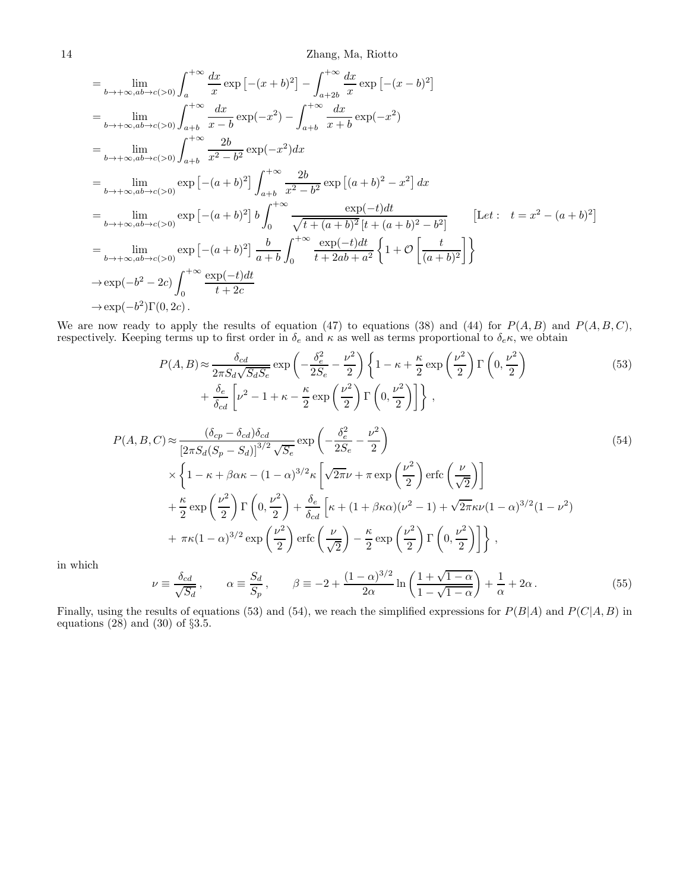$$
\begin{aligned}
&= \lim_{b\to+\infty, ab\to c(>0)} \int_a^{+\infty} \frac{dx}{x} \exp\left[-(x+b)^2\right] - \int_{a+2b}^{+\infty} \frac{dx}{x} \exp\left[-(x-b)^2\right] \\
&= \lim_{b\to+\infty, ab\to c(>0)} \int_{a+b}^{+\infty} \frac{dx}{x-b} \exp(-x^2) - \int_{a+b}^{+\infty} \frac{dx}{x+b} \exp(-x^2) \\
&= \lim_{b\to+\infty, ab\to c(>0)} \int_{a+b}^{+\infty} \frac{2b}{x^2-b^2} \exp(-x^2) dx \\
&= \lim_{b\to+\infty, ab\to c(>0)} \exp\left[-(a+b)^2\right] \int_{a+b}^{+\infty} \frac{2b}{x^2-b^2} \exp\left[(a+b)^2 - x^2\right] dx \\
&= \lim_{b\to+\infty, ab\to c(>0)} \exp\left[-(a+b)^2\right] b \int_0^{+\infty} \frac{\exp(-t)dt}{\sqrt{t+(a+b)^2}\left[t+(a+b)^2-b^2\right]} \qquad \left[\text{Let}: \quad t = x^2 - (a+b)^2\right] \\
&= \lim_{b\to+\infty, ab\to c(>0)} \exp\left[-(a+b)^2\right] \frac{b}{a+b} \int_0^{+\infty} \frac{\exp(-t)dt}{t+2ab+a^2} \left\{1 + \mathcal{O}\left[\frac{t}{(a+b)^2}\right]\right\} \\
&\to \exp(-b^2-2c) \int_0^{+\infty} \frac{\exp(-t)dt}{t+2c} \\
&\to \exp(-b^2)\Gamma(0,2c)\,.
\end{aligned}
$$

We are now ready to apply the results of equation (47) to equations (38) and (44) for $P(A,B)$ and $P(A,B,C)$, respectively. Keeping terms up to first order in $\delta_e$ and $\kappa$ as well as terms proportional to $\delta_e\kappa$, we obtain

$$
\begin{aligned}
P(A,B) \approx & \frac{\delta_{cd}}{2\pi S_d\sqrt{S_d S_e}} \exp\left(-\frac{\delta_e^2}{2S_e} - \frac{\nu^2}{2}\right)\left\{1 - \kappa + \frac{\kappa}{2}\exp\left(\frac{\nu^2}{2}\right)\Gamma\left(0, \frac{\nu^2}{2}\right)\right. \\
& \left. + \frac{\delta_e}{\delta_{cd}}\left[\nu^2 - 1 + \kappa - \frac{\kappa}{2}\exp\left(\frac{\nu^2}{2}\right)\Gamma\left(0,\frac{\nu^2}{2}\right)\right]\right\}\,,
\end{aligned}
\tag{53}
$$

$$
\begin{aligned}
P(A,B,C) \approx & \frac{(\delta_{cp}-\delta_{cd})\delta_{cd}}{\left[2\pi S_d(S_p-S_d)\right]^{3/2}\sqrt{S_e}} \exp\left(-\frac{\delta_e^2}{2S_e} - \frac{\nu^2}{2}\right) \\
& \times \left\{1 - \kappa + \beta\alpha\kappa - (1-\alpha)^{3/2}\kappa\left[\sqrt{2\pi}\nu + \pi\exp\left(\frac{\nu^2}{2}\right)\mathrm{erfc}\left(\frac{\nu}{\sqrt{2}}\right)\right]\right. \\
& + \frac{\kappa}{2}\exp\left(\frac{\nu^2}{2}\right)\Gamma\left(0,\frac{\nu^2}{2}\right) + \frac{\delta_e}{\delta_{cd}}\left[\kappa + (1+\beta\kappa\alpha)(\nu^2-1) + \sqrt{2\pi}\kappa\nu(1-\alpha)^{3/2}(1-\nu^2)\right. \\
& \left.\left. + \ \pi\kappa(1-\alpha)^{3/2}\exp\left(\frac{\nu^2}{2}\right)\mathrm{erfc}\left(\frac{\nu}{\sqrt{2}}\right) - \frac{\kappa}{2}\exp\left(\frac{\nu^2}{2}\right)\Gamma\left(0,\frac{\nu^2}{2}\right)\right]\right\}\,,
\end{aligned}
\tag{54}
$$

in which

$$
\nu \equiv \frac{\delta_{cd}}{\sqrt{S_d}}\,, \qquad \alpha \equiv \frac{S_d}{S_p}\,, \qquad \beta \equiv -2 + \frac{(1-\alpha)^{3/2}}{2\alpha}\ln\left(\frac{1+\sqrt{1-\alpha}}{1-\sqrt{1-\alpha}}\right) + \frac{1}{\alpha} + 2\alpha\,. \tag{55}
$$

Finally, using the results of equations (53) and (54), we reach the simplified expressions for $P(B|A)$ and $P(C|A,B)$ in equations (28) and (30) of §3.5.